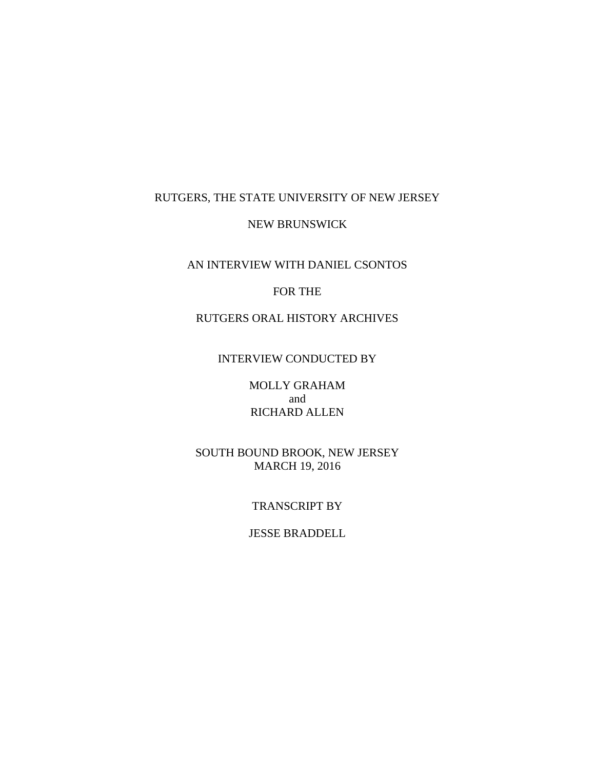RUTGERS, THE STATE UNIVERSITY OF NEW JERSEY

NEW BRUNSWICK

AN INTERVIEW WITH DANIEL CSONTOS

FOR THE

RUTGERS ORAL HISTORY ARCHIVES

INTERVIEW CONDUCTED BY

MOLLY GRAHAM
and
RICHARD ALLEN

SOUTH BOUND BROOK, NEW JERSEY
MARCH 19, 2016

TRANSCRIPT BY

JESSE BRADDELL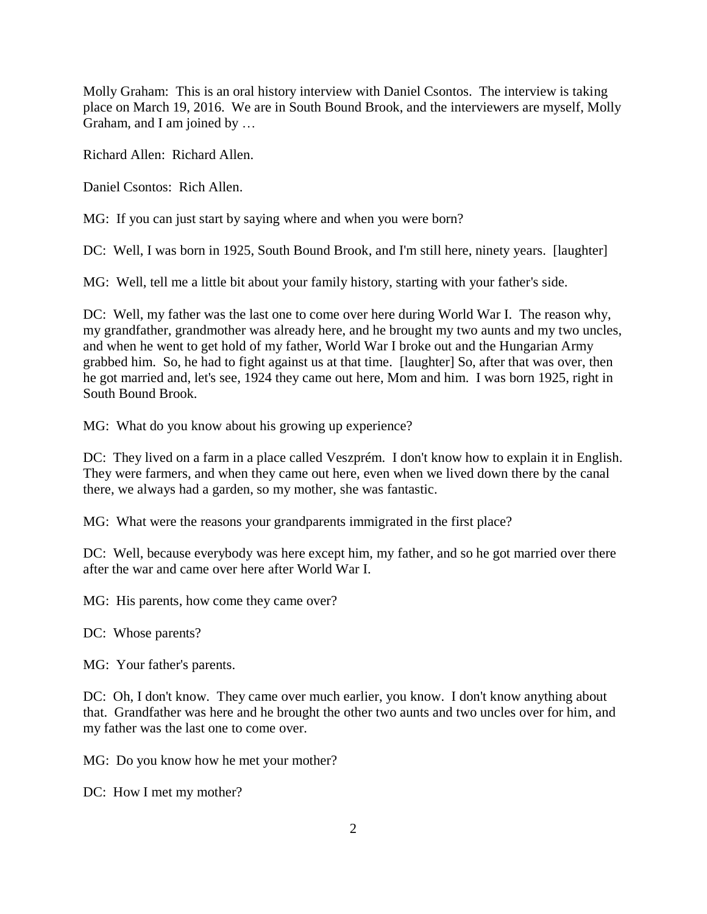Molly Graham: This is an oral history interview with Daniel Csontos. The interview is taking place on March 19, 2016. We are in South Bound Brook, and the interviewers are myself, Molly Graham, and I am joined by …

Richard Allen: Richard Allen.

Daniel Csontos: Rich Allen.

MG: If you can just start by saying where and when you were born?

DC: Well, I was born in 1925, South Bound Brook, and I'm still here, ninety years. [laughter]

MG: Well, tell me a little bit about your family history, starting with your father's side.

DC: Well, my father was the last one to come over here during World War I. The reason why, my grandfather, grandmother was already here, and he brought my two aunts and my two uncles, and when he went to get hold of my father, World War I broke out and the Hungarian Army grabbed him. So, he had to fight against us at that time. [laughter] So, after that was over, then he got married and, let's see, 1924 they came out here, Mom and him. I was born 1925, right in South Bound Brook.

MG: What do you know about his growing up experience?

DC: They lived on a farm in a place called Veszprém. I don't know how to explain it in English. They were farmers, and when they came out here, even when we lived down there by the canal there, we always had a garden, so my mother, she was fantastic.

MG: What were the reasons your grandparents immigrated in the first place?

DC: Well, because everybody was here except him, my father, and so he got married over there after the war and came over here after World War I.

MG: His parents, how come they came over?

DC: Whose parents?

MG: Your father's parents.

DC: Oh, I don't know. They came over much earlier, you know. I don't know anything about that. Grandfather was here and he brought the other two aunts and two uncles over for him, and my father was the last one to come over.

MG: Do you know how he met your mother?

DC: How I met my mother?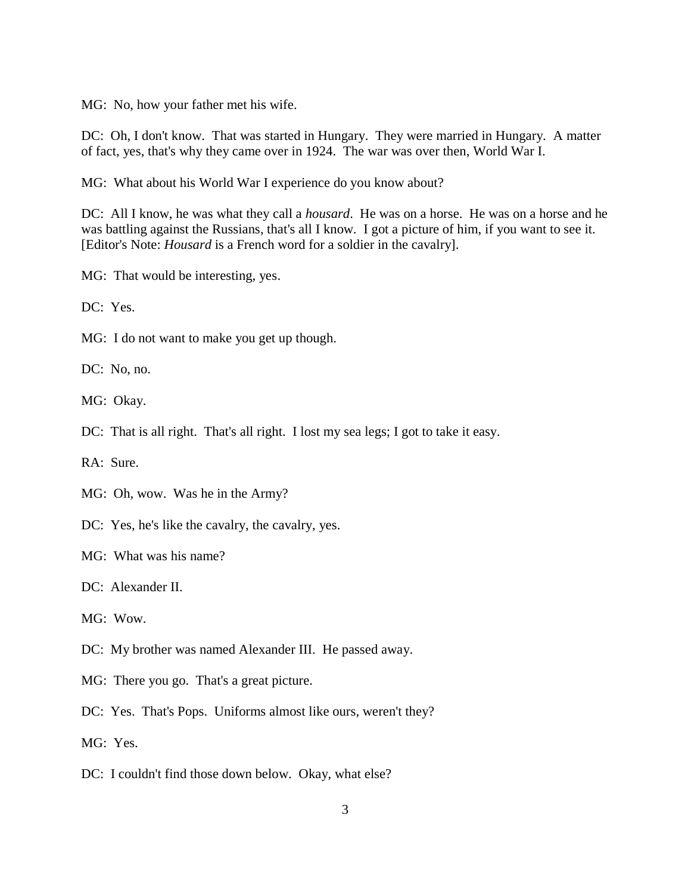MG: No, how your father met his wife.

DC: Oh, I don't know. That was started in Hungary. They were married in Hungary. A matter of fact, yes, that's why they came over in 1924. The war was over then, World War I.

MG: What about his World War I experience do you know about?

DC: All I know, he was what they call a *housard*. He was on a horse. He was on a horse and he was battling against the Russians, that's all I know. I got a picture of him, if you want to see it. [Editor's Note: *Housard* is a French word for a soldier in the cavalry].

MG: That would be interesting, yes.

DC: Yes.

MG: I do not want to make you get up though.

DC: No, no.

MG: Okay.

DC: That is all right. That's all right. I lost my sea legs; I got to take it easy.

RA: Sure.

MG: Oh, wow. Was he in the Army?

DC: Yes, he's like the cavalry, the cavalry, yes.

MG: What was his name?

DC: Alexander II.

MG: Wow.

DC: My brother was named Alexander III. He passed away.

MG: There you go. That's a great picture.

DC: Yes. That's Pops. Uniforms almost like ours, weren't they?

MG: Yes.

DC: I couldn't find those down below. Okay, what else?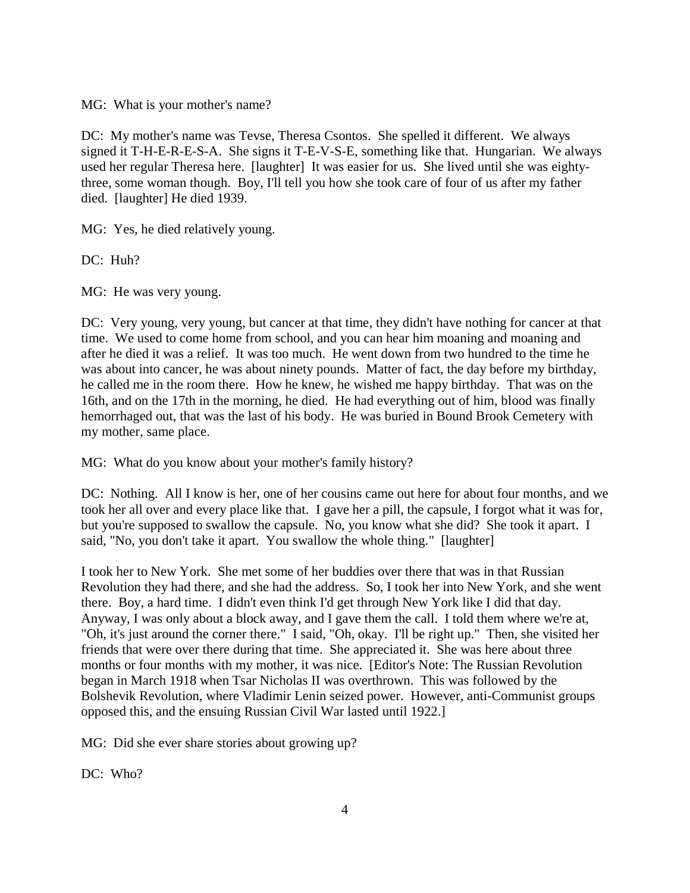MG: What is your mother's name?

DC: My mother's name was Tevse, Theresa Csontos. She spelled it different. We always signed it T-H-E-R-E-S-A. She signs it T-E-V-S-E, something like that. Hungarian. We always used her regular Theresa here. [laughter] It was easier for us. She lived until she was eighty-three, some woman though. Boy, I'll tell you how she took care of four of us after my father died. [laughter] He died 1939.

MG: Yes, he died relatively young.

DC: Huh?

MG: He was very young.

DC: Very young, very young, but cancer at that time, they didn't have nothing for cancer at that time. We used to come home from school, and you can hear him moaning and moaning and after he died it was a relief. It was too much. He went down from two hundred to the time he was about into cancer, he was about ninety pounds. Matter of fact, the day before my birthday, he called me in the room there. How he knew, he wished me happy birthday. That was on the 16th, and on the 17th in the morning, he died. He had everything out of him, blood was finally hemorrhaged out, that was the last of his body. He was buried in Bound Brook Cemetery with my mother, same place.

MG: What do you know about your mother's family history?

DC: Nothing. All I know is her, one of her cousins came out here for about four months, and we took her all over and every place like that. I gave her a pill, the capsule, I forgot what it was for, but you're supposed to swallow the capsule. No, you know what she did? She took it apart. I said, "No, you don't take it apart. You swallow the whole thing." [laughter]

I took her to New York. She met some of her buddies over there that was in that Russian Revolution they had there, and she had the address. So, I took her into New York, and she went there. Boy, a hard time. I didn't even think I'd get through New York like I did that day. Anyway, I was only about a block away, and I gave them the call. I told them where we're at, "Oh, it's just around the corner there." I said, "Oh, okay. I'll be right up." Then, she visited her friends that were over there during that time. She appreciated it. She was here about three months or four months with my mother, it was nice. [Editor's Note: The Russian Revolution began in March 1918 when Tsar Nicholas II was overthrown. This was followed by the Bolshevik Revolution, where Vladimir Lenin seized power. However, anti-Communist groups opposed this, and the ensuing Russian Civil War lasted until 1922.]

MG: Did she ever share stories about growing up?

DC: Who?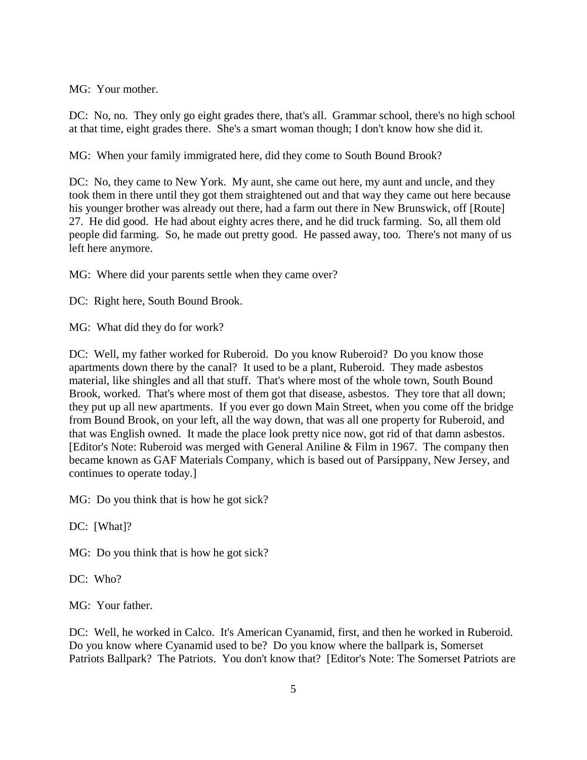MG: Your mother.

DC: No, no. They only go eight grades there, that's all. Grammar school, there's no high school at that time, eight grades there. She's a smart woman though; I don't know how she did it.

MG: When your family immigrated here, did they come to South Bound Brook?

DC: No, they came to New York. My aunt, she came out here, my aunt and uncle, and they took them in there until they got them straightened out and that way they came out here because his younger brother was already out there, had a farm out there in New Brunswick, off [Route] 27. He did good. He had about eighty acres there, and he did truck farming. So, all them old people did farming. So, he made out pretty good. He passed away, too. There's not many of us left here anymore.

MG: Where did your parents settle when they came over?

DC: Right here, South Bound Brook.

MG: What did they do for work?

DC: Well, my father worked for Ruberoid. Do you know Ruberoid? Do you know those apartments down there by the canal? It used to be a plant, Ruberoid. They made asbestos material, like shingles and all that stuff. That's where most of the whole town, South Bound Brook, worked. That's where most of them got that disease, asbestos. They tore that all down; they put up all new apartments. If you ever go down Main Street, when you come off the bridge from Bound Brook, on your left, all the way down, that was all one property for Ruberoid, and that was English owned. It made the place look pretty nice now, got rid of that damn asbestos. [Editor's Note: Ruberoid was merged with General Aniline & Film in 1967. The company then became known as GAF Materials Company, which is based out of Parsippany, New Jersey, and continues to operate today.]

MG: Do you think that is how he got sick?

DC: [What]?

MG: Do you think that is how he got sick?

DC: Who?

MG: Your father.

DC: Well, he worked in Calco. It's American Cyanamid, first, and then he worked in Ruberoid. Do you know where Cyanamid used to be? Do you know where the ballpark is, Somerset Patriots Ballpark? The Patriots. You don't know that? [Editor's Note: The Somerset Patriots are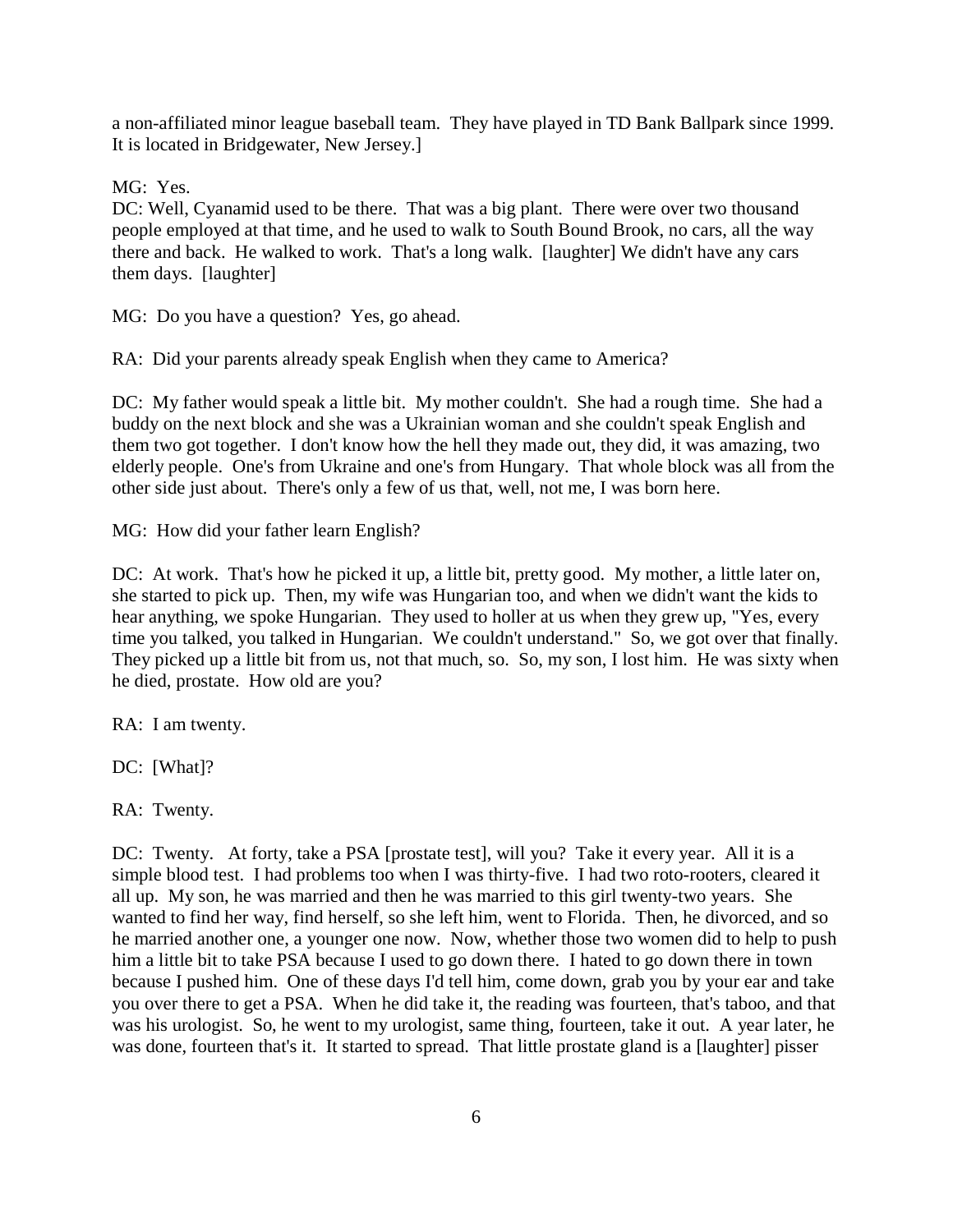a non-affiliated minor league baseball team. They have played in TD Bank Ballpark since 1999. It is located in Bridgewater, New Jersey.]

MG: Yes.

DC: Well, Cyanamid used to be there. That was a big plant. There were over two thousand people employed at that time, and he used to walk to South Bound Brook, no cars, all the way there and back. He walked to work. That's a long walk. [laughter] We didn't have any cars them days. [laughter]

MG: Do you have a question? Yes, go ahead.

RA: Did your parents already speak English when they came to America?

DC: My father would speak a little bit. My mother couldn't. She had a rough time. She had a buddy on the next block and she was a Ukrainian woman and she couldn't speak English and them two got together. I don't know how the hell they made out, they did, it was amazing, two elderly people. One's from Ukraine and one's from Hungary. That whole block was all from the other side just about. There's only a few of us that, well, not me, I was born here.

MG: How did your father learn English?

DC: At work. That's how he picked it up, a little bit, pretty good. My mother, a little later on, she started to pick up. Then, my wife was Hungarian too, and when we didn't want the kids to hear anything, we spoke Hungarian. They used to holler at us when they grew up, "Yes, every time you talked, you talked in Hungarian. We couldn't understand." So, we got over that finally. They picked up a little bit from us, not that much, so. So, my son, I lost him. He was sixty when he died, prostate. How old are you?

RA: I am twenty.

DC: [What]?

RA: Twenty.

DC: Twenty. At forty, take a PSA [prostate test], will you? Take it every year. All it is a simple blood test. I had problems too when I was thirty-five. I had two roto-rooters, cleared it all up. My son, he was married and then he was married to this girl twenty-two years. She wanted to find her way, find herself, so she left him, went to Florida. Then, he divorced, and so he married another one, a younger one now. Now, whether those two women did to help to push him a little bit to take PSA because I used to go down there. I hated to go down there in town because I pushed him. One of these days I'd tell him, come down, grab you by your ear and take you over there to get a PSA. When he did take it, the reading was fourteen, that's taboo, and that was his urologist. So, he went to my urologist, same thing, fourteen, take it out. A year later, he was done, fourteen that's it. It started to spread. That little prostate gland is a [laughter] pisser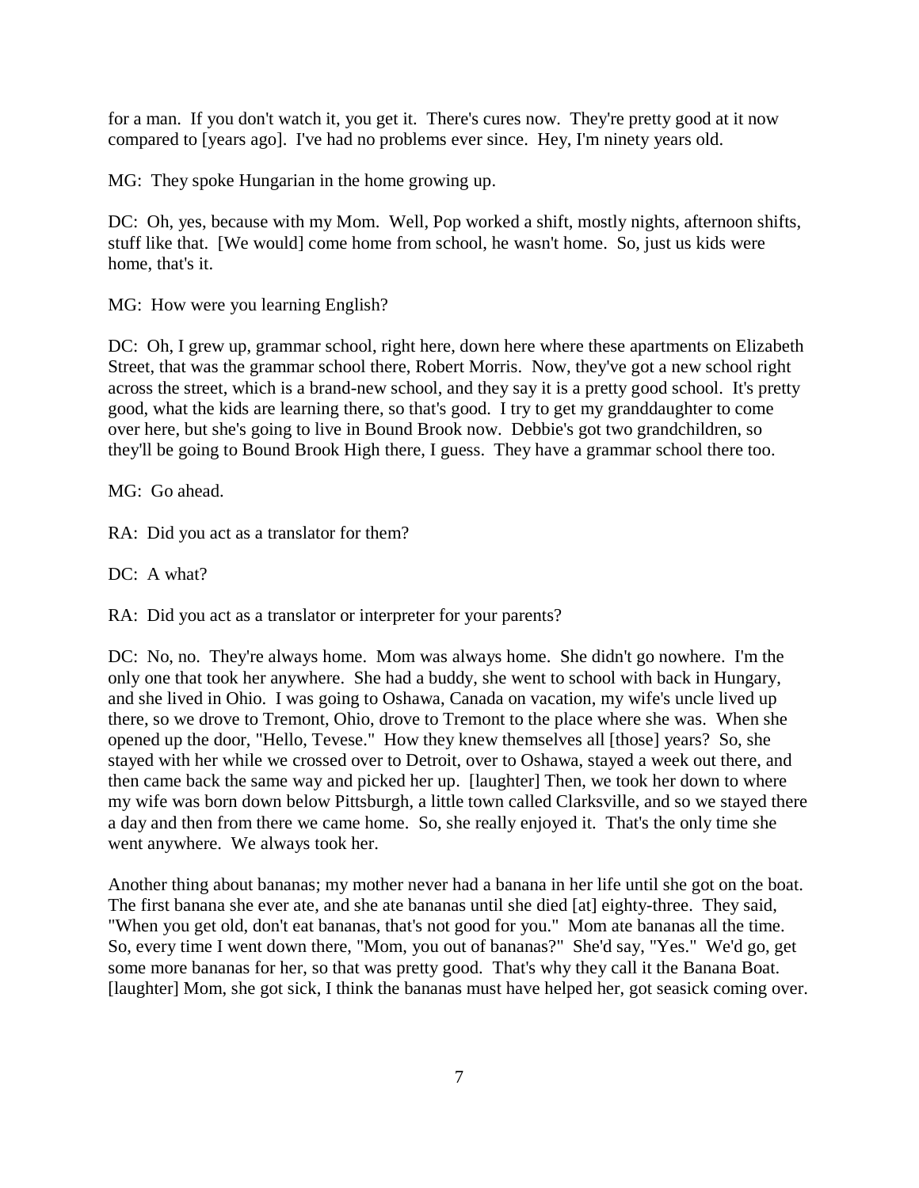for a man. If you don't watch it, you get it. There's cures now. They're pretty good at it now compared to [years ago]. I've had no problems ever since. Hey, I'm ninety years old.

MG: They spoke Hungarian in the home growing up.

DC: Oh, yes, because with my Mom. Well, Pop worked a shift, mostly nights, afternoon shifts, stuff like that. [We would] come home from school, he wasn't home. So, just us kids were home, that's it.

MG: How were you learning English?

DC: Oh, I grew up, grammar school, right here, down here where these apartments on Elizabeth Street, that was the grammar school there, Robert Morris. Now, they've got a new school right across the street, which is a brand-new school, and they say it is a pretty good school. It's pretty good, what the kids are learning there, so that's good. I try to get my granddaughter to come over here, but she's going to live in Bound Brook now. Debbie's got two grandchildren, so they'll be going to Bound Brook High there, I guess. They have a grammar school there too.

MG: Go ahead.

RA: Did you act as a translator for them?

DC: A what?

RA: Did you act as a translator or interpreter for your parents?

DC: No, no. They're always home. Mom was always home. She didn't go nowhere. I'm the only one that took her anywhere. She had a buddy, she went to school with back in Hungary, and she lived in Ohio. I was going to Oshawa, Canada on vacation, my wife's uncle lived up there, so we drove to Tremont, Ohio, drove to Tremont to the place where she was. When she opened up the door, "Hello, Tevese." How they knew themselves all [those] years? So, she stayed with her while we crossed over to Detroit, over to Oshawa, stayed a week out there, and then came back the same way and picked her up. [laughter] Then, we took her down to where my wife was born down below Pittsburgh, a little town called Clarksville, and so we stayed there a day and then from there we came home. So, she really enjoyed it. That's the only time she went anywhere. We always took her.

Another thing about bananas; my mother never had a banana in her life until she got on the boat. The first banana she ever ate, and she ate bananas until she died [at] eighty-three. They said, "When you get old, don't eat bananas, that's not good for you." Mom ate bananas all the time. So, every time I went down there, "Mom, you out of bananas?" She'd say, "Yes." We'd go, get some more bananas for her, so that was pretty good. That's why they call it the Banana Boat. [laughter] Mom, she got sick, I think the bananas must have helped her, got seasick coming over.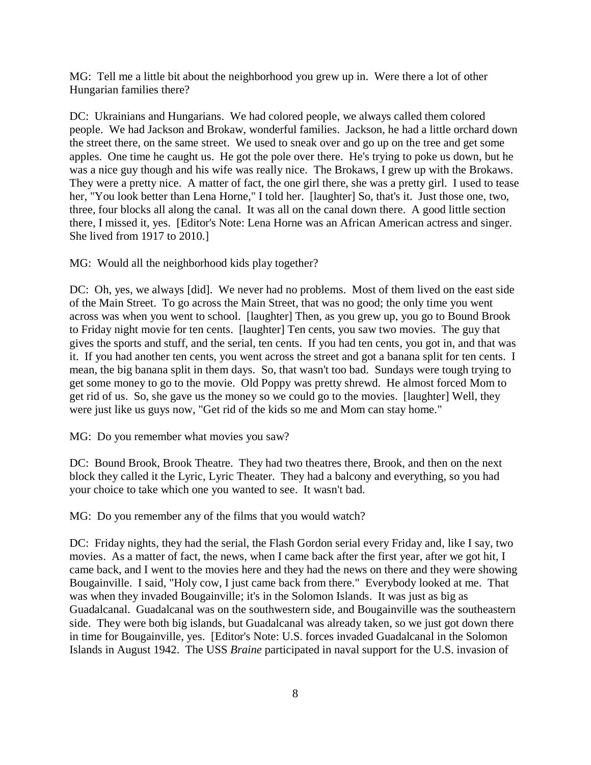MG: Tell me a little bit about the neighborhood you grew up in. Were there a lot of other Hungarian families there?

DC: Ukrainians and Hungarians. We had colored people, we always called them colored people. We had Jackson and Brokaw, wonderful families. Jackson, he had a little orchard down the street there, on the same street. We used to sneak over and go up on the tree and get some apples. One time he caught us. He got the pole over there. He's trying to poke us down, but he was a nice guy though and his wife was really nice. The Brokaws, I grew up with the Brokaws. They were a pretty nice. A matter of fact, the one girl there, she was a pretty girl. I used to tease her, "You look better than Lena Horne," I told her. [laughter] So, that's it. Just those one, two, three, four blocks all along the canal. It was all on the canal down there. A good little section there, I missed it, yes. [Editor's Note: Lena Horne was an African American actress and singer. She lived from 1917 to 2010.]

MG: Would all the neighborhood kids play together?

DC: Oh, yes, we always [did]. We never had no problems. Most of them lived on the east side of the Main Street. To go across the Main Street, that was no good; the only time you went across was when you went to school. [laughter] Then, as you grew up, you go to Bound Brook to Friday night movie for ten cents. [laughter] Ten cents, you saw two movies. The guy that gives the sports and stuff, and the serial, ten cents. If you had ten cents, you got in, and that was it. If you had another ten cents, you went across the street and got a banana split for ten cents. I mean, the big banana split in them days. So, that wasn't too bad. Sundays were tough trying to get some money to go to the movie. Old Poppy was pretty shrewd. He almost forced Mom to get rid of us. So, she gave us the money so we could go to the movies. [laughter] Well, they were just like us guys now, "Get rid of the kids so me and Mom can stay home."

MG: Do you remember what movies you saw?

DC: Bound Brook, Brook Theatre. They had two theatres there, Brook, and then on the next block they called it the Lyric, Lyric Theater. They had a balcony and everything, so you had your choice to take which one you wanted to see. It wasn't bad.

MG: Do you remember any of the films that you would watch?

DC: Friday nights, they had the serial, the Flash Gordon serial every Friday and, like I say, two movies. As a matter of fact, the news, when I came back after the first year, after we got hit, I came back, and I went to the movies here and they had the news on there and they were showing Bougainville. I said, "Holy cow, I just came back from there." Everybody looked at me. That was when they invaded Bougainville; it's in the Solomon Islands. It was just as big as Guadalcanal. Guadalcanal was on the southwestern side, and Bougainville was the southeastern side. They were both big islands, but Guadalcanal was already taken, so we just got down there in time for Bougainville, yes. [Editor's Note: U.S. forces invaded Guadalcanal in the Solomon Islands in August 1942. The USS *Braine* participated in naval support for the U.S. invasion of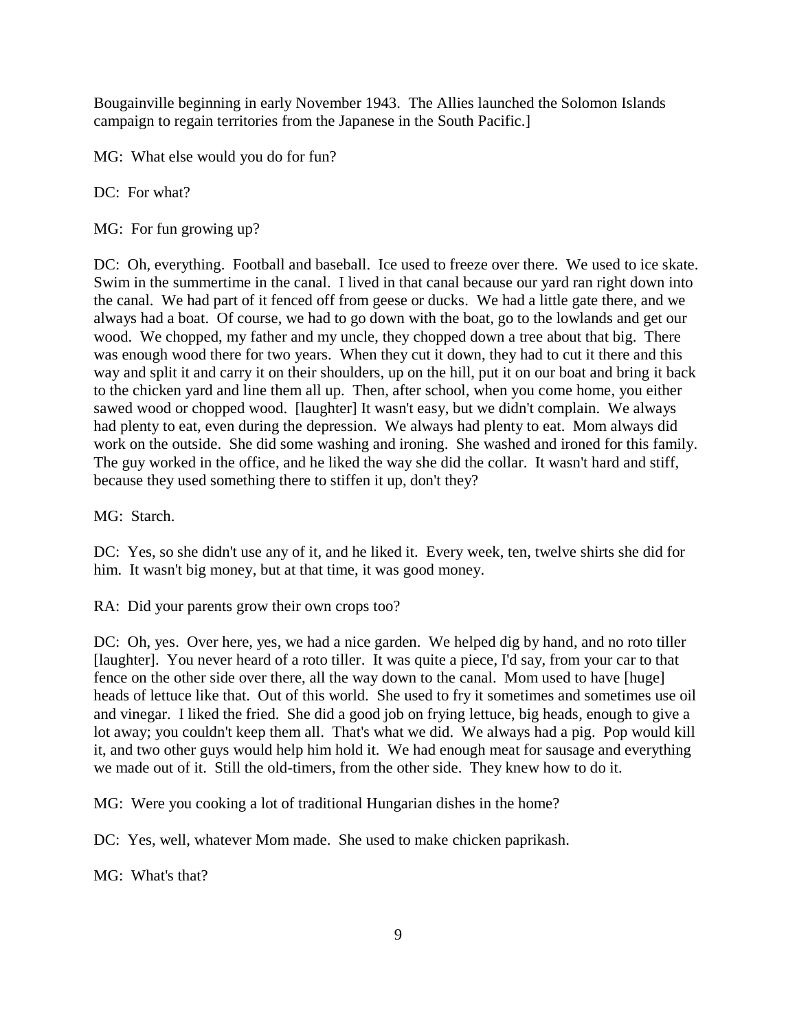Bougainville beginning in early November 1943. The Allies launched the Solomon Islands campaign to regain territories from the Japanese in the South Pacific.]

MG: What else would you do for fun?

DC: For what?

MG: For fun growing up?

DC: Oh, everything. Football and baseball. Ice used to freeze over there. We used to ice skate. Swim in the summertime in the canal. I lived in that canal because our yard ran right down into the canal. We had part of it fenced off from geese or ducks. We had a little gate there, and we always had a boat. Of course, we had to go down with the boat, go to the lowlands and get our wood. We chopped, my father and my uncle, they chopped down a tree about that big. There was enough wood there for two years. When they cut it down, they had to cut it there and this way and split it and carry it on their shoulders, up on the hill, put it on our boat and bring it back to the chicken yard and line them all up. Then, after school, when you come home, you either sawed wood or chopped wood. [laughter] It wasn't easy, but we didn't complain. We always had plenty to eat, even during the depression. We always had plenty to eat. Mom always did work on the outside. She did some washing and ironing. She washed and ironed for this family. The guy worked in the office, and he liked the way she did the collar. It wasn't hard and stiff, because they used something there to stiffen it up, don't they?

MG: Starch.

DC: Yes, so she didn't use any of it, and he liked it. Every week, ten, twelve shirts she did for him. It wasn't big money, but at that time, it was good money.

RA: Did your parents grow their own crops too?

DC: Oh, yes. Over here, yes, we had a nice garden. We helped dig by hand, and no roto tiller [laughter]. You never heard of a roto tiller. It was quite a piece, I'd say, from your car to that fence on the other side over there, all the way down to the canal. Mom used to have [huge] heads of lettuce like that. Out of this world. She used to fry it sometimes and sometimes use oil and vinegar. I liked the fried. She did a good job on frying lettuce, big heads, enough to give a lot away; you couldn't keep them all. That's what we did. We always had a pig. Pop would kill it, and two other guys would help him hold it. We had enough meat for sausage and everything we made out of it. Still the old-timers, from the other side. They knew how to do it.

MG: Were you cooking a lot of traditional Hungarian dishes in the home?

DC: Yes, well, whatever Mom made. She used to make chicken paprikash.

MG: What's that?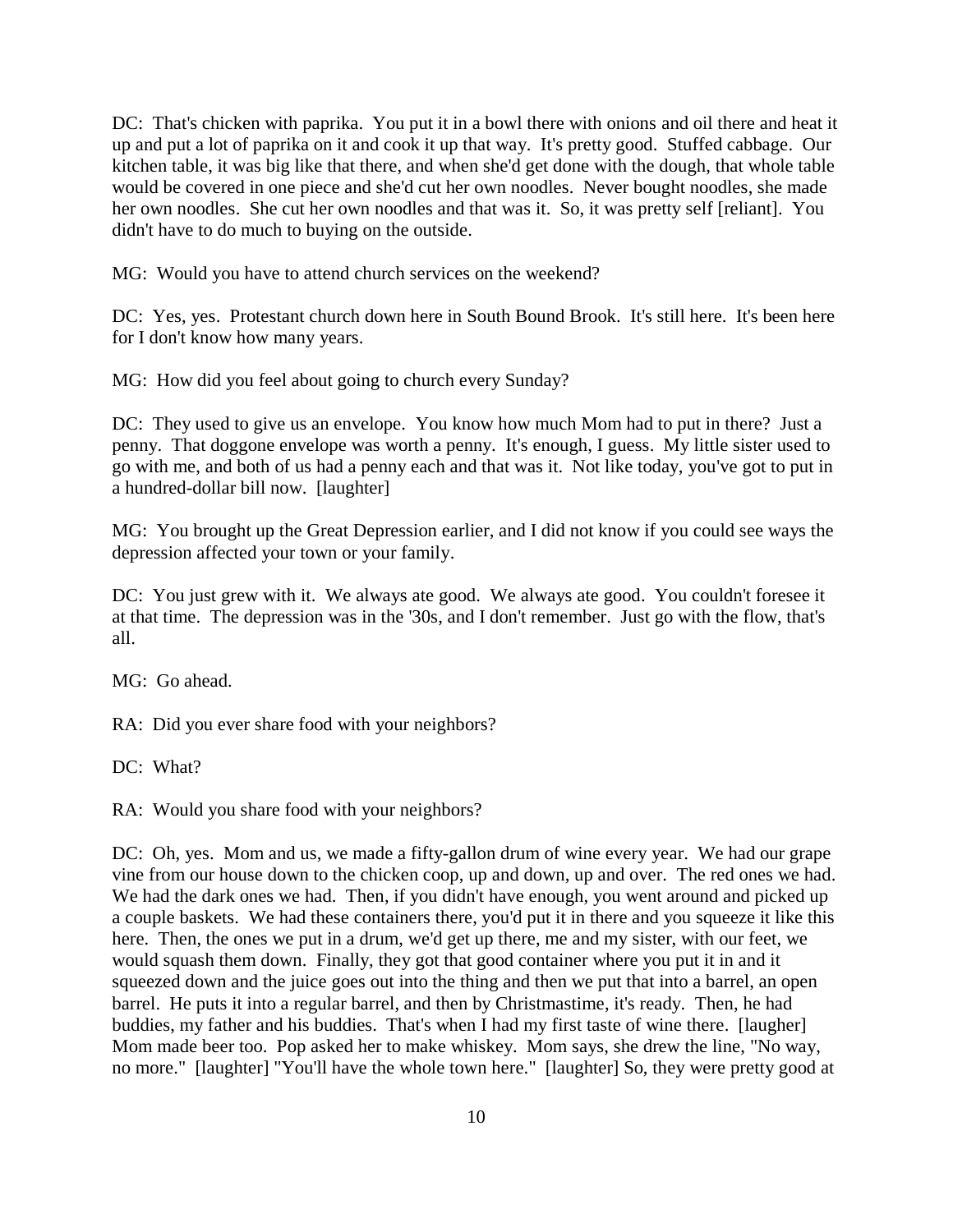DC: That's chicken with paprika. You put it in a bowl there with onions and oil there and heat it up and put a lot of paprika on it and cook it up that way. It's pretty good. Stuffed cabbage. Our kitchen table, it was big like that there, and when she'd get done with the dough, that whole table would be covered in one piece and she'd cut her own noodles. Never bought noodles, she made her own noodles. She cut her own noodles and that was it. So, it was pretty self [reliant]. You didn't have to do much to buying on the outside.

MG: Would you have to attend church services on the weekend?

DC: Yes, yes. Protestant church down here in South Bound Brook. It's still here. It's been here for I don't know how many years.

MG: How did you feel about going to church every Sunday?

DC: They used to give us an envelope. You know how much Mom had to put in there? Just a penny. That doggone envelope was worth a penny. It's enough, I guess. My little sister used to go with me, and both of us had a penny each and that was it. Not like today, you've got to put in a hundred-dollar bill now. [laughter]

MG: You brought up the Great Depression earlier, and I did not know if you could see ways the depression affected your town or your family.

DC: You just grew with it. We always ate good. We always ate good. You couldn't foresee it at that time. The depression was in the '30s, and I don't remember. Just go with the flow, that's all.

MG: Go ahead.

RA: Did you ever share food with your neighbors?

DC: What?

RA: Would you share food with your neighbors?

DC: Oh, yes. Mom and us, we made a fifty-gallon drum of wine every year. We had our grape vine from our house down to the chicken coop, up and down, up and over. The red ones we had. We had the dark ones we had. Then, if you didn't have enough, you went around and picked up a couple baskets. We had these containers there, you'd put it in there and you squeeze it like this here. Then, the ones we put in a drum, we'd get up there, me and my sister, with our feet, we would squash them down. Finally, they got that good container where you put it in and it squeezed down and the juice goes out into the thing and then we put that into a barrel, an open barrel. He puts it into a regular barrel, and then by Christmastime, it's ready. Then, he had buddies, my father and his buddies. That's when I had my first taste of wine there. [laugher] Mom made beer too. Pop asked her to make whiskey. Mom says, she drew the line, "No way, no more." [laughter] "You'll have the whole town here." [laughter] So, they were pretty good at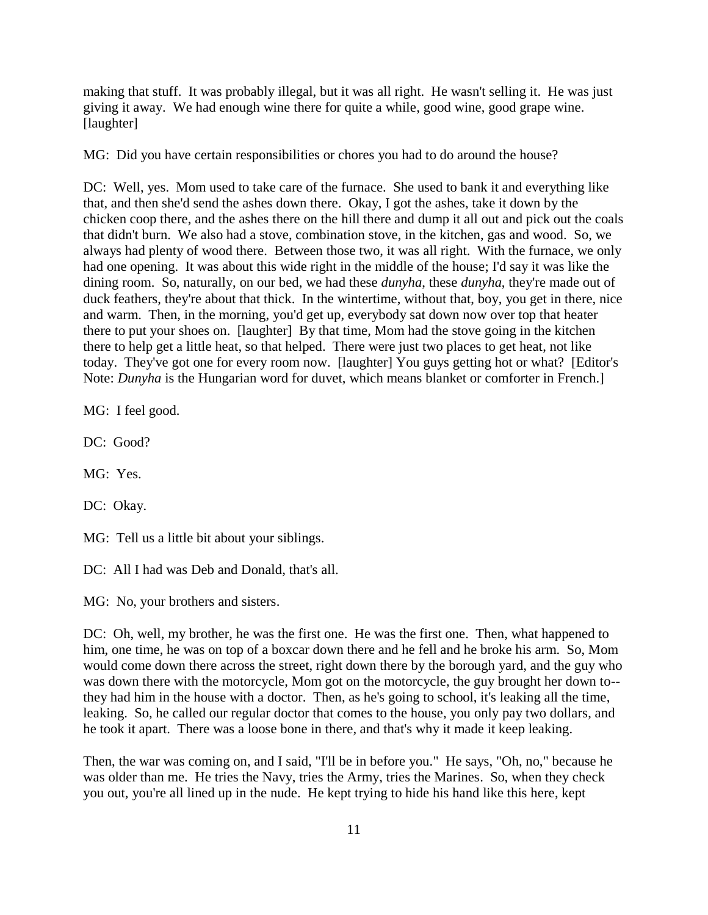making that stuff. It was probably illegal, but it was all right. He wasn't selling it. He was just giving it away. We had enough wine there for quite a while, good wine, good grape wine. [laughter]

MG: Did you have certain responsibilities or chores you had to do around the house?

DC: Well, yes. Mom used to take care of the furnace. She used to bank it and everything like that, and then she'd send the ashes down there. Okay, I got the ashes, take it down by the chicken coop there, and the ashes there on the hill there and dump it all out and pick out the coals that didn't burn. We also had a stove, combination stove, in the kitchen, gas and wood. So, we always had plenty of wood there. Between those two, it was all right. With the furnace, we only had one opening. It was about this wide right in the middle of the house; I'd say it was like the dining room. So, naturally, on our bed, we had these *dunyha*, these *dunyha*, they're made out of duck feathers, they're about that thick. In the wintertime, without that, boy, you get in there, nice and warm. Then, in the morning, you'd get up, everybody sat down now over top that heater there to put your shoes on. [laughter] By that time, Mom had the stove going in the kitchen there to help get a little heat, so that helped. There were just two places to get heat, not like today. They've got one for every room now. [laughter] You guys getting hot or what? [Editor's Note: *Dunyha* is the Hungarian word for duvet, which means blanket or comforter in French.]

MG: I feel good.

DC: Good?

MG: Yes.

DC: Okay.

MG: Tell us a little bit about your siblings.

DC: All I had was Deb and Donald, that's all.

MG: No, your brothers and sisters.

DC: Oh, well, my brother, he was the first one. He was the first one. Then, what happened to him, one time, he was on top of a boxcar down there and he fell and he broke his arm. So, Mom would come down there across the street, right down there by the borough yard, and the guy who was down there with the motorcycle, Mom got on the motorcycle, the guy brought her down to--they had him in the house with a doctor. Then, as he's going to school, it's leaking all the time, leaking. So, he called our regular doctor that comes to the house, you only pay two dollars, and he took it apart. There was a loose bone in there, and that's why it made it keep leaking.

Then, the war was coming on, and I said, "I'll be in before you." He says, "Oh, no," because he was older than me. He tries the Navy, tries the Army, tries the Marines. So, when they check you out, you're all lined up in the nude. He kept trying to hide his hand like this here, kept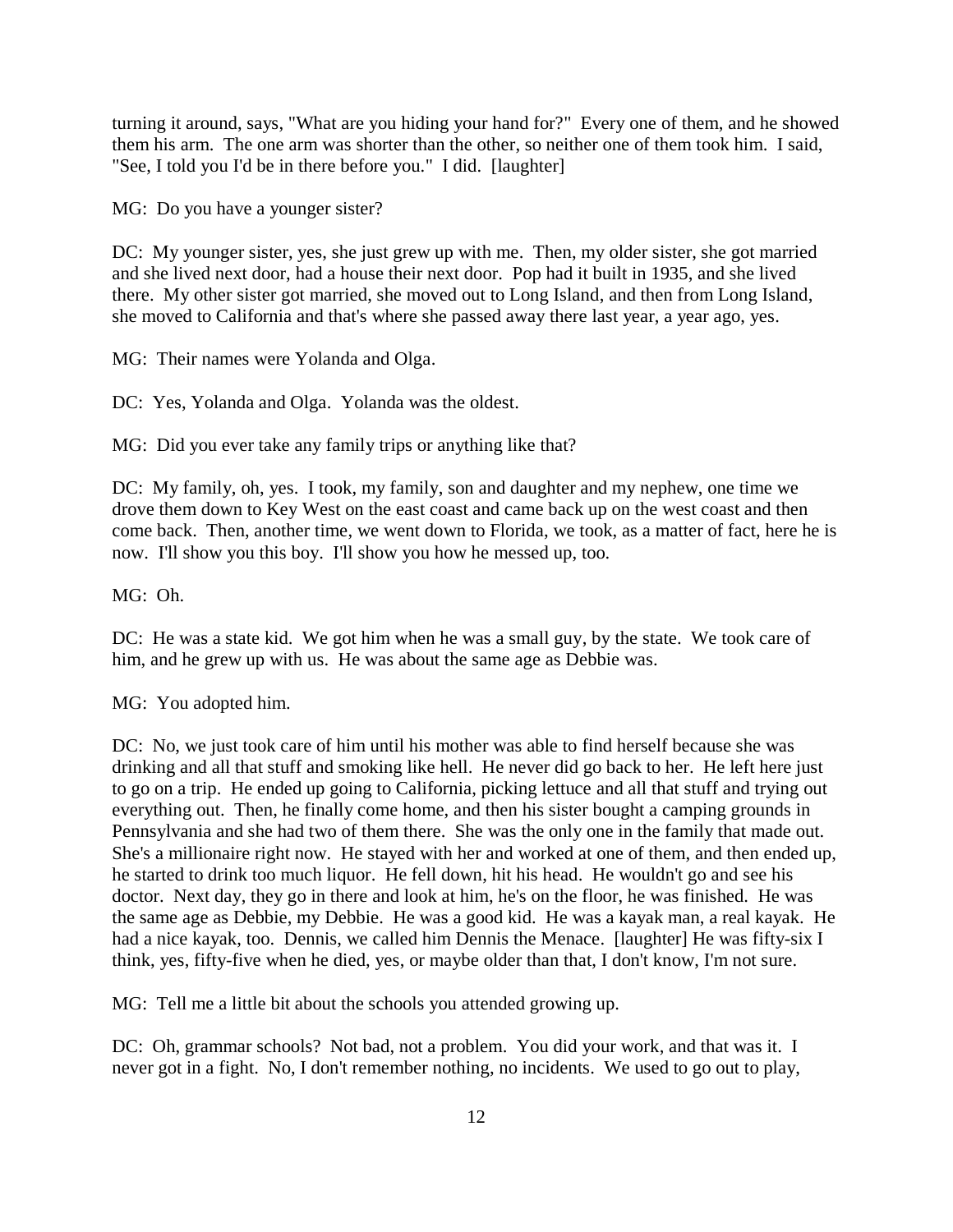turning it around, says, "What are you hiding your hand for?" Every one of them, and he showed them his arm. The one arm was shorter than the other, so neither one of them took him. I said, "See, I told you I'd be in there before you." I did. [laughter]

MG: Do you have a younger sister?

DC: My younger sister, yes, she just grew up with me. Then, my older sister, she got married and she lived next door, had a house their next door. Pop had it built in 1935, and she lived there. My other sister got married, she moved out to Long Island, and then from Long Island, she moved to California and that's where she passed away there last year, a year ago, yes.

MG: Their names were Yolanda and Olga.

DC: Yes, Yolanda and Olga. Yolanda was the oldest.

MG: Did you ever take any family trips or anything like that?

DC: My family, oh, yes. I took, my family, son and daughter and my nephew, one time we drove them down to Key West on the east coast and came back up on the west coast and then come back. Then, another time, we went down to Florida, we took, as a matter of fact, here he is now. I'll show you this boy. I'll show you how he messed up, too.

MG: Oh.

DC: He was a state kid. We got him when he was a small guy, by the state. We took care of him, and he grew up with us. He was about the same age as Debbie was.

MG: You adopted him.

DC: No, we just took care of him until his mother was able to find herself because she was drinking and all that stuff and smoking like hell. He never did go back to her. He left here just to go on a trip. He ended up going to California, picking lettuce and all that stuff and trying out everything out. Then, he finally come home, and then his sister bought a camping grounds in Pennsylvania and she had two of them there. She was the only one in the family that made out. She's a millionaire right now. He stayed with her and worked at one of them, and then ended up, he started to drink too much liquor. He fell down, hit his head. He wouldn't go and see his doctor. Next day, they go in there and look at him, he's on the floor, he was finished. He was the same age as Debbie, my Debbie. He was a good kid. He was a kayak man, a real kayak. He had a nice kayak, too. Dennis, we called him Dennis the Menace. [laughter] He was fifty-six I think, yes, fifty-five when he died, yes, or maybe older than that, I don't know, I'm not sure.

MG: Tell me a little bit about the schools you attended growing up.

DC: Oh, grammar schools? Not bad, not a problem. You did your work, and that was it. I never got in a fight. No, I don't remember nothing, no incidents. We used to go out to play,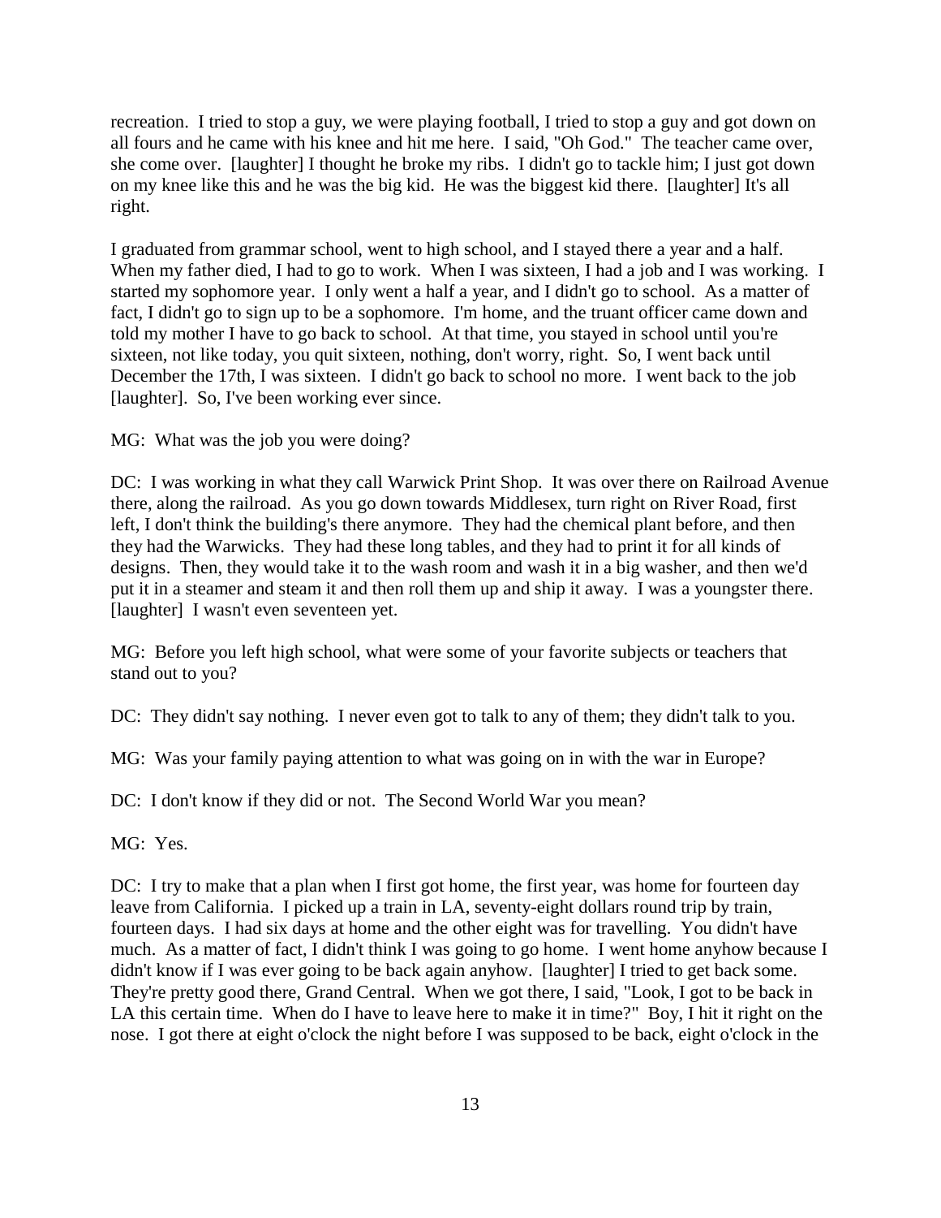recreation. I tried to stop a guy, we were playing football, I tried to stop a guy and got down on all fours and he came with his knee and hit me here. I said, "Oh God." The teacher came over, she come over. [laughter] I thought he broke my ribs. I didn't go to tackle him; I just got down on my knee like this and he was the big kid. He was the biggest kid there. [laughter] It's all right.

I graduated from grammar school, went to high school, and I stayed there a year and a half. When my father died, I had to go to work. When I was sixteen, I had a job and I was working. I started my sophomore year. I only went a half a year, and I didn't go to school. As a matter of fact, I didn't go to sign up to be a sophomore. I'm home, and the truant officer came down and told my mother I have to go back to school. At that time, you stayed in school until you're sixteen, not like today, you quit sixteen, nothing, don't worry, right. So, I went back until December the 17th, I was sixteen. I didn't go back to school no more. I went back to the job [laughter]. So, I've been working ever since.

MG: What was the job you were doing?

DC: I was working in what they call Warwick Print Shop. It was over there on Railroad Avenue there, along the railroad. As you go down towards Middlesex, turn right on River Road, first left, I don't think the building's there anymore. They had the chemical plant before, and then they had the Warwicks. They had these long tables, and they had to print it for all kinds of designs. Then, they would take it to the wash room and wash it in a big washer, and then we'd put it in a steamer and steam it and then roll them up and ship it away. I was a youngster there. [laughter] I wasn't even seventeen yet.

MG: Before you left high school, what were some of your favorite subjects or teachers that stand out to you?

DC: They didn't say nothing. I never even got to talk to any of them; they didn't talk to you.

MG: Was your family paying attention to what was going on in with the war in Europe?

DC: I don't know if they did or not. The Second World War you mean?

MG: Yes.

DC: I try to make that a plan when I first got home, the first year, was home for fourteen day leave from California. I picked up a train in LA, seventy-eight dollars round trip by train, fourteen days. I had six days at home and the other eight was for travelling. You didn't have much. As a matter of fact, I didn't think I was going to go home. I went home anyhow because I didn't know if I was ever going to be back again anyhow. [laughter] I tried to get back some. They're pretty good there, Grand Central. When we got there, I said, "Look, I got to be back in LA this certain time. When do I have to leave here to make it in time?" Boy, I hit it right on the nose. I got there at eight o'clock the night before I was supposed to be back, eight o'clock in the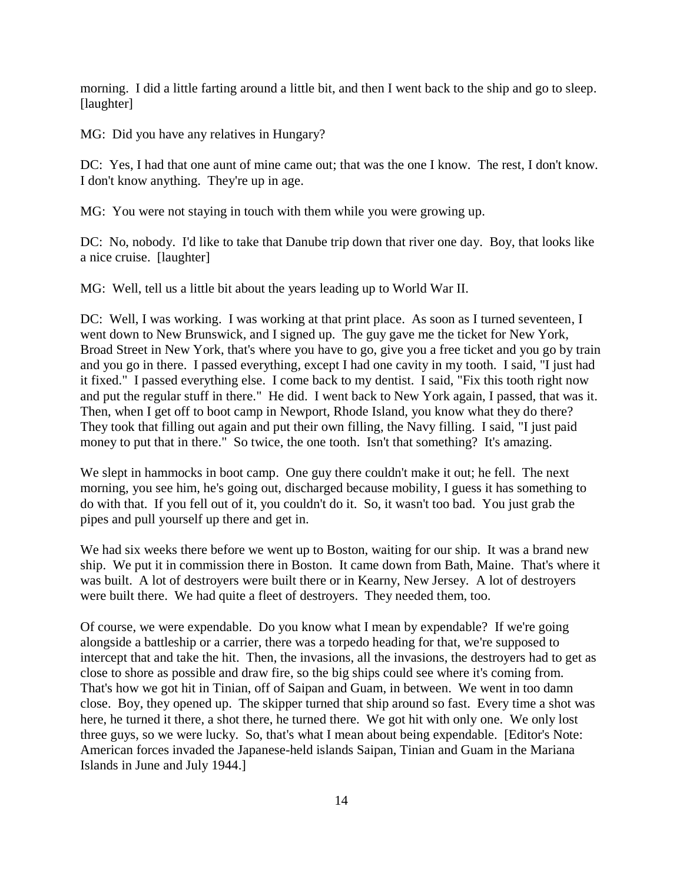morning. I did a little farting around a little bit, and then I went back to the ship and go to sleep. [laughter]

MG: Did you have any relatives in Hungary?

DC: Yes, I had that one aunt of mine came out; that was the one I know. The rest, I don't know. I don't know anything. They're up in age.

MG: You were not staying in touch with them while you were growing up.

DC: No, nobody. I'd like to take that Danube trip down that river one day. Boy, that looks like a nice cruise. [laughter]

MG: Well, tell us a little bit about the years leading up to World War II.

DC: Well, I was working. I was working at that print place. As soon as I turned seventeen, I went down to New Brunswick, and I signed up. The guy gave me the ticket for New York, Broad Street in New York, that's where you have to go, give you a free ticket and you go by train and you go in there. I passed everything, except I had one cavity in my tooth. I said, "I just had it fixed." I passed everything else. I come back to my dentist. I said, "Fix this tooth right now and put the regular stuff in there." He did. I went back to New York again, I passed, that was it. Then, when I get off to boot camp in Newport, Rhode Island, you know what they do there? They took that filling out again and put their own filling, the Navy filling. I said, "I just paid money to put that in there." So twice, the one tooth. Isn't that something? It's amazing.

We slept in hammocks in boot camp. One guy there couldn't make it out; he fell. The next morning, you see him, he's going out, discharged because mobility, I guess it has something to do with that. If you fell out of it, you couldn't do it. So, it wasn't too bad. You just grab the pipes and pull yourself up there and get in.

We had six weeks there before we went up to Boston, waiting for our ship. It was a brand new ship. We put it in commission there in Boston. It came down from Bath, Maine. That's where it was built. A lot of destroyers were built there or in Kearny, New Jersey. A lot of destroyers were built there. We had quite a fleet of destroyers. They needed them, too.

Of course, we were expendable. Do you know what I mean by expendable? If we're going alongside a battleship or a carrier, there was a torpedo heading for that, we're supposed to intercept that and take the hit. Then, the invasions, all the invasions, the destroyers had to get as close to shore as possible and draw fire, so the big ships could see where it's coming from. That's how we got hit in Tinian, off of Saipan and Guam, in between. We went in too damn close. Boy, they opened up. The skipper turned that ship around so fast. Every time a shot was here, he turned it there, a shot there, he turned there. We got hit with only one. We only lost three guys, so we were lucky. So, that's what I mean about being expendable. [Editor's Note: American forces invaded the Japanese-held islands Saipan, Tinian and Guam in the Mariana Islands in June and July 1944.]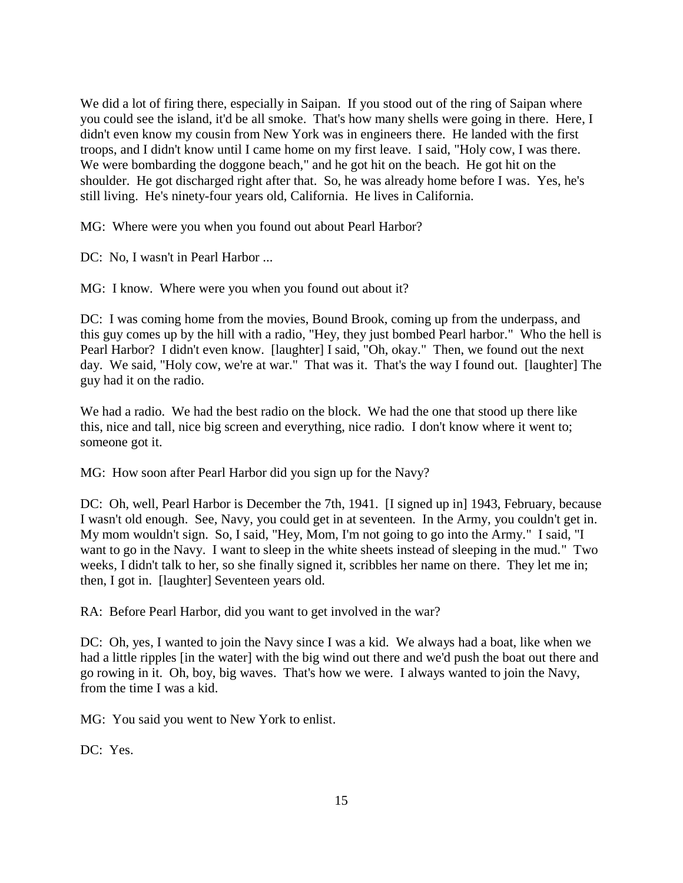We did a lot of firing there, especially in Saipan. If you stood out of the ring of Saipan where you could see the island, it'd be all smoke. That's how many shells were going in there. Here, I didn't even know my cousin from New York was in engineers there. He landed with the first troops, and I didn't know until I came home on my first leave. I said, "Holy cow, I was there. We were bombarding the doggone beach," and he got hit on the beach. He got hit on the shoulder. He got discharged right after that. So, he was already home before I was. Yes, he's still living. He's ninety-four years old, California. He lives in California.

MG: Where were you when you found out about Pearl Harbor?

DC: No, I wasn't in Pearl Harbor ...

MG: I know. Where were you when you found out about it?

DC: I was coming home from the movies, Bound Brook, coming up from the underpass, and this guy comes up by the hill with a radio, "Hey, they just bombed Pearl harbor." Who the hell is Pearl Harbor? I didn't even know. [laughter] I said, "Oh, okay." Then, we found out the next day. We said, "Holy cow, we're at war." That was it. That's the way I found out. [laughter] The guy had it on the radio.

We had a radio. We had the best radio on the block. We had the one that stood up there like this, nice and tall, nice big screen and everything, nice radio. I don't know where it went to; someone got it.

MG: How soon after Pearl Harbor did you sign up for the Navy?

DC: Oh, well, Pearl Harbor is December the 7th, 1941. [I signed up in] 1943, February, because I wasn't old enough. See, Navy, you could get in at seventeen. In the Army, you couldn't get in. My mom wouldn't sign. So, I said, "Hey, Mom, I'm not going to go into the Army." I said, "I want to go in the Navy. I want to sleep in the white sheets instead of sleeping in the mud." Two weeks, I didn't talk to her, so she finally signed it, scribbles her name on there. They let me in; then, I got in. [laughter] Seventeen years old.

RA: Before Pearl Harbor, did you want to get involved in the war?

DC: Oh, yes, I wanted to join the Navy since I was a kid. We always had a boat, like when we had a little ripples [in the water] with the big wind out there and we'd push the boat out there and go rowing in it. Oh, boy, big waves. That's how we were. I always wanted to join the Navy, from the time I was a kid.

MG: You said you went to New York to enlist.

DC: Yes.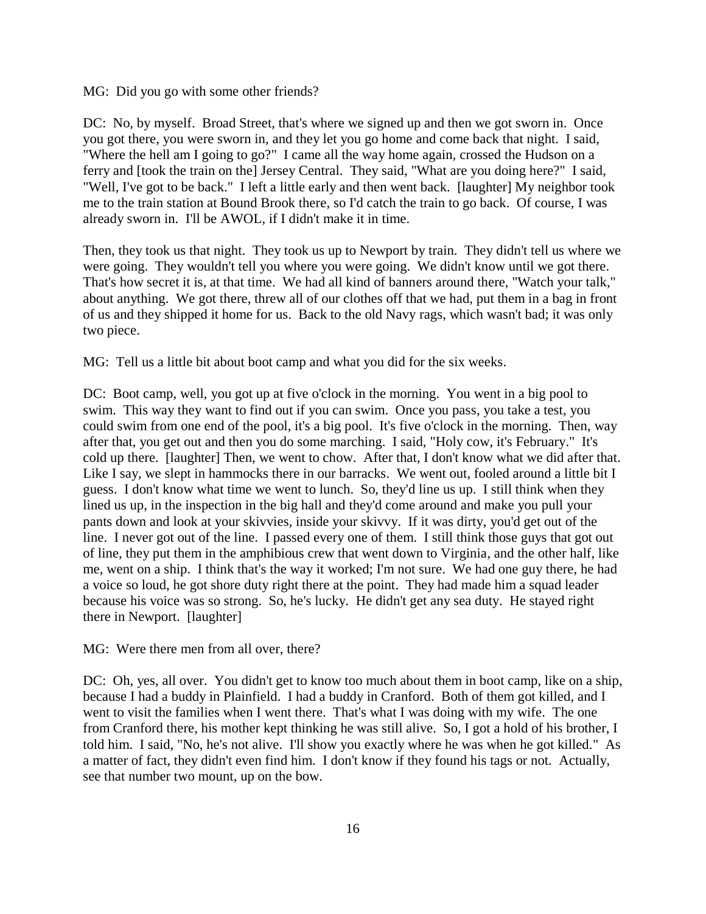MG: Did you go with some other friends?

DC: No, by myself. Broad Street, that's where we signed up and then we got sworn in. Once you got there, you were sworn in, and they let you go home and come back that night. I said, "Where the hell am I going to go?" I came all the way home again, crossed the Hudson on a ferry and [took the train on the] Jersey Central. They said, "What are you doing here?" I said, "Well, I've got to be back." I left a little early and then went back. [laughter] My neighbor took me to the train station at Bound Brook there, so I'd catch the train to go back. Of course, I was already sworn in. I'll be AWOL, if I didn't make it in time.

Then, they took us that night. They took us up to Newport by train. They didn't tell us where we were going. They wouldn't tell you where you were going. We didn't know until we got there. That's how secret it is, at that time. We had all kind of banners around there, "Watch your talk," about anything. We got there, threw all of our clothes off that we had, put them in a bag in front of us and they shipped it home for us. Back to the old Navy rags, which wasn't bad; it was only two piece.

MG: Tell us a little bit about boot camp and what you did for the six weeks.

DC: Boot camp, well, you got up at five o'clock in the morning. You went in a big pool to swim. This way they want to find out if you can swim. Once you pass, you take a test, you could swim from one end of the pool, it's a big pool. It's five o'clock in the morning. Then, way after that, you get out and then you do some marching. I said, "Holy cow, it's February." It's cold up there. [laughter] Then, we went to chow. After that, I don't know what we did after that. Like I say, we slept in hammocks there in our barracks. We went out, fooled around a little bit I guess. I don't know what time we went to lunch. So, they'd line us up. I still think when they lined us up, in the inspection in the big hall and they'd come around and make you pull your pants down and look at your skivvies, inside your skivvy. If it was dirty, you'd get out of the line. I never got out of the line. I passed every one of them. I still think those guys that got out of line, they put them in the amphibious crew that went down to Virginia, and the other half, like me, went on a ship. I think that's the way it worked; I'm not sure. We had one guy there, he had a voice so loud, he got shore duty right there at the point. They had made him a squad leader because his voice was so strong. So, he's lucky. He didn't get any sea duty. He stayed right there in Newport. [laughter]

MG: Were there men from all over, there?

DC: Oh, yes, all over. You didn't get to know too much about them in boot camp, like on a ship, because I had a buddy in Plainfield. I had a buddy in Cranford. Both of them got killed, and I went to visit the families when I went there. That's what I was doing with my wife. The one from Cranford there, his mother kept thinking he was still alive. So, I got a hold of his brother, I told him. I said, "No, he's not alive. I'll show you exactly where he was when he got killed." As a matter of fact, they didn't even find him. I don't know if they found his tags or not. Actually, see that number two mount, up on the bow.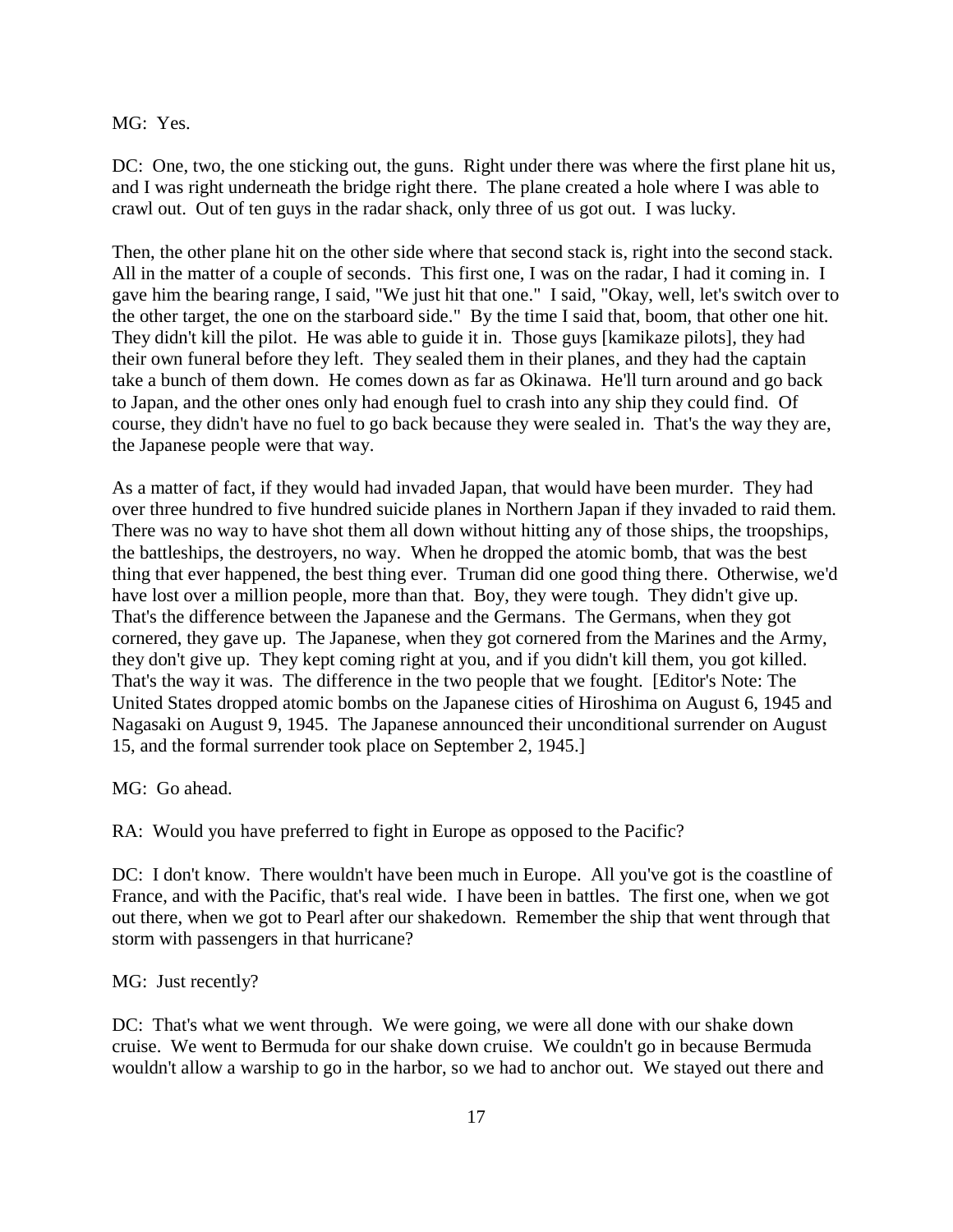MG: Yes.

DC: One, two, the one sticking out, the guns. Right under there was where the first plane hit us, and I was right underneath the bridge right there. The plane created a hole where I was able to crawl out. Out of ten guys in the radar shack, only three of us got out. I was lucky.

Then, the other plane hit on the other side where that second stack is, right into the second stack. All in the matter of a couple of seconds. This first one, I was on the radar, I had it coming in. I gave him the bearing range, I said, "We just hit that one." I said, "Okay, well, let's switch over to the other target, the one on the starboard side." By the time I said that, boom, that other one hit. They didn't kill the pilot. He was able to guide it in. Those guys [kamikaze pilots], they had their own funeral before they left. They sealed them in their planes, and they had the captain take a bunch of them down. He comes down as far as Okinawa. He'll turn around and go back to Japan, and the other ones only had enough fuel to crash into any ship they could find. Of course, they didn't have no fuel to go back because they were sealed in. That's the way they are, the Japanese people were that way.

As a matter of fact, if they would had invaded Japan, that would have been murder. They had over three hundred to five hundred suicide planes in Northern Japan if they invaded to raid them. There was no way to have shot them all down without hitting any of those ships, the troopships, the battleships, the destroyers, no way. When he dropped the atomic bomb, that was the best thing that ever happened, the best thing ever. Truman did one good thing there. Otherwise, we'd have lost over a million people, more than that. Boy, they were tough. They didn't give up. That's the difference between the Japanese and the Germans. The Germans, when they got cornered, they gave up. The Japanese, when they got cornered from the Marines and the Army, they don't give up. They kept coming right at you, and if you didn't kill them, you got killed. That's the way it was. The difference in the two people that we fought. [Editor's Note: The United States dropped atomic bombs on the Japanese cities of Hiroshima on August 6, 1945 and Nagasaki on August 9, 1945. The Japanese announced their unconditional surrender on August 15, and the formal surrender took place on September 2, 1945.]

MG: Go ahead.

RA: Would you have preferred to fight in Europe as opposed to the Pacific?

DC: I don't know. There wouldn't have been much in Europe. All you've got is the coastline of France, and with the Pacific, that's real wide. I have been in battles. The first one, when we got out there, when we got to Pearl after our shakedown. Remember the ship that went through that storm with passengers in that hurricane?

MG: Just recently?

DC: That's what we went through. We were going, we were all done with our shake down cruise. We went to Bermuda for our shake down cruise. We couldn't go in because Bermuda wouldn't allow a warship to go in the harbor, so we had to anchor out. We stayed out there and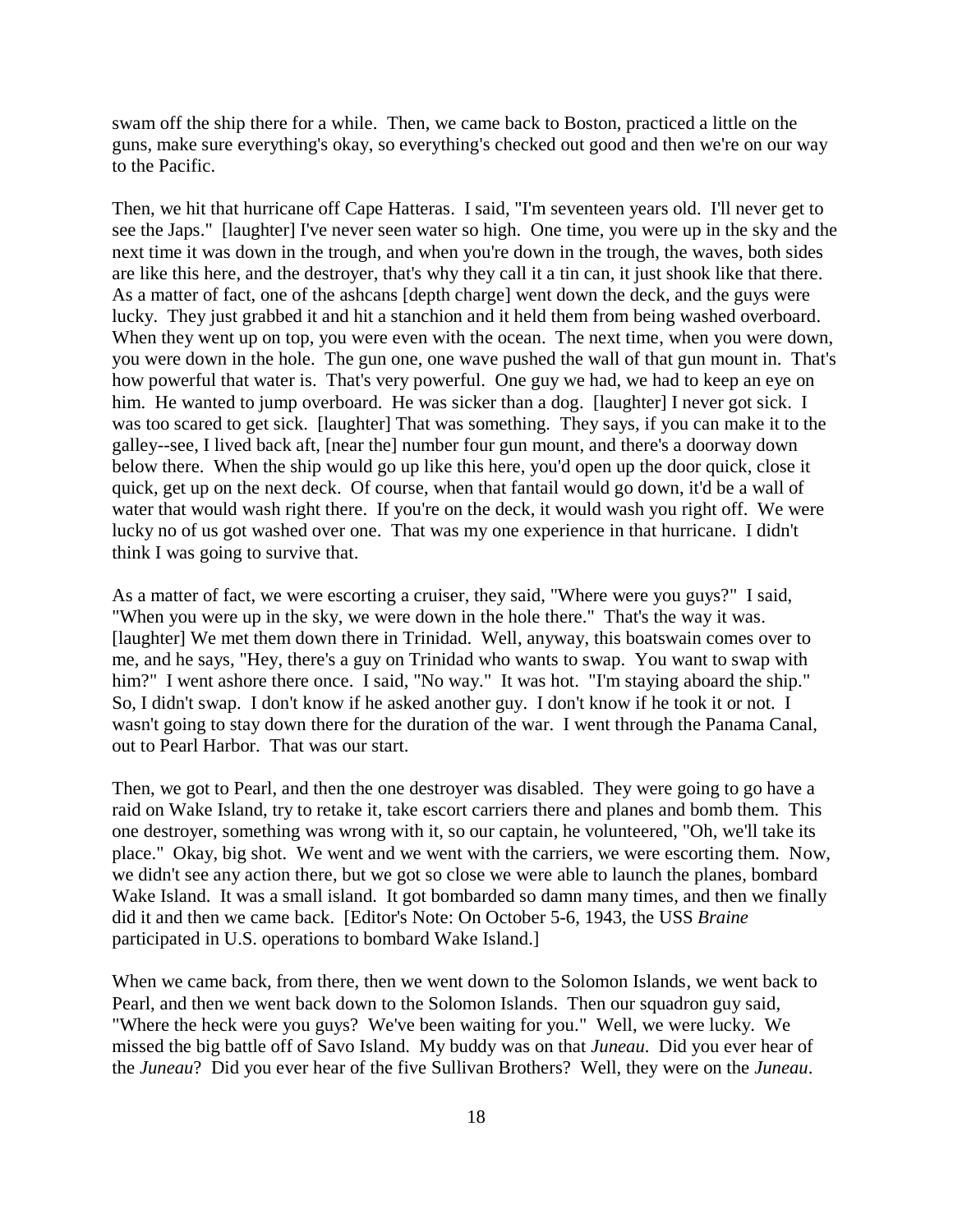swam off the ship there for a while. Then, we came back to Boston, practiced a little on the guns, make sure everything's okay, so everything's checked out good and then we're on our way to the Pacific.

Then, we hit that hurricane off Cape Hatteras. I said, "I'm seventeen years old. I'll never get to see the Japs." [laughter] I've never seen water so high. One time, you were up in the sky and the next time it was down in the trough, and when you're down in the trough, the waves, both sides are like this here, and the destroyer, that's why they call it a tin can, it just shook like that there. As a matter of fact, one of the ashcans [depth charge] went down the deck, and the guys were lucky. They just grabbed it and hit a stanchion and it held them from being washed overboard. When they went up on top, you were even with the ocean. The next time, when you were down, you were down in the hole. The gun one, one wave pushed the wall of that gun mount in. That's how powerful that water is. That's very powerful. One guy we had, we had to keep an eye on him. He wanted to jump overboard. He was sicker than a dog. [laughter] I never got sick. I was too scared to get sick. [laughter] That was something. They says, if you can make it to the galley--see, I lived back aft, [near the] number four gun mount, and there's a doorway down below there. When the ship would go up like this here, you'd open up the door quick, close it quick, get up on the next deck. Of course, when that fantail would go down, it'd be a wall of water that would wash right there. If you're on the deck, it would wash you right off. We were lucky no of us got washed over one. That was my one experience in that hurricane. I didn't think I was going to survive that.

As a matter of fact, we were escorting a cruiser, they said, "Where were you guys?" I said, "When you were up in the sky, we were down in the hole there." That's the way it was. [laughter] We met them down there in Trinidad. Well, anyway, this boatswain comes over to me, and he says, "Hey, there's a guy on Trinidad who wants to swap. You want to swap with him?" I went ashore there once. I said, "No way." It was hot. "I'm staying aboard the ship." So, I didn't swap. I don't know if he asked another guy. I don't know if he took it or not. I wasn't going to stay down there for the duration of the war. I went through the Panama Canal, out to Pearl Harbor. That was our start.

Then, we got to Pearl, and then the one destroyer was disabled. They were going to go have a raid on Wake Island, try to retake it, take escort carriers there and planes and bomb them. This one destroyer, something was wrong with it, so our captain, he volunteered, "Oh, we'll take its place." Okay, big shot. We went and we went with the carriers, we were escorting them. Now, we didn't see any action there, but we got so close we were able to launch the planes, bombard Wake Island. It was a small island. It got bombarded so damn many times, and then we finally did it and then we came back. [Editor's Note: On October 5-6, 1943, the USS *Braine* participated in U.S. operations to bombard Wake Island.]

When we came back, from there, then we went down to the Solomon Islands, we went back to Pearl, and then we went back down to the Solomon Islands. Then our squadron guy said, "Where the heck were you guys? We've been waiting for you." Well, we were lucky. We missed the big battle off of Savo Island. My buddy was on that *Juneau*. Did you ever hear of the *Juneau*? Did you ever hear of the five Sullivan Brothers? Well, they were on the *Juneau*.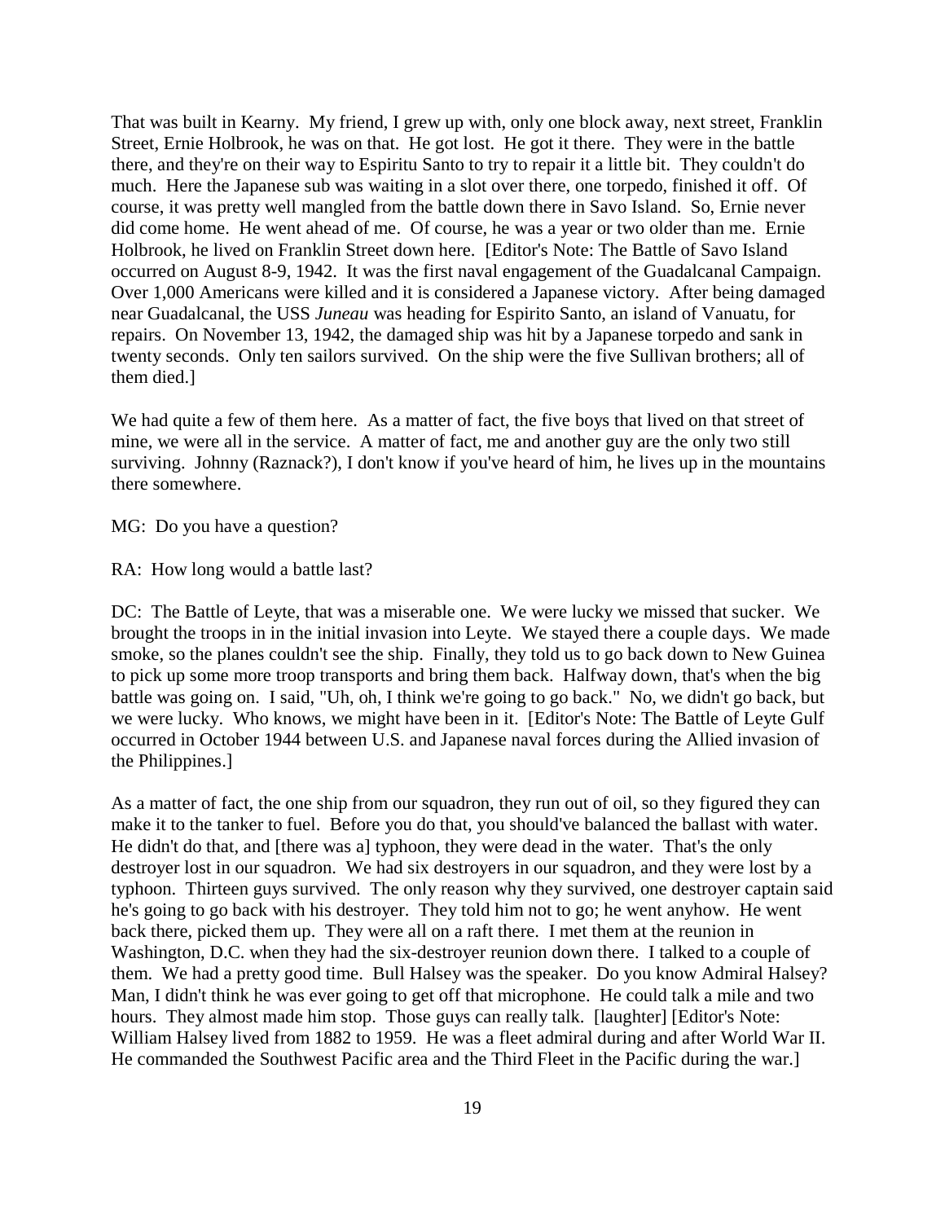That was built in Kearny. My friend, I grew up with, only one block away, next street, Franklin Street, Ernie Holbrook, he was on that. He got lost. He got it there. They were in the battle there, and they're on their way to Espiritu Santo to try to repair it a little bit. They couldn't do much. Here the Japanese sub was waiting in a slot over there, one torpedo, finished it off. Of course, it was pretty well mangled from the battle down there in Savo Island. So, Ernie never did come home. He went ahead of me. Of course, he was a year or two older than me. Ernie Holbrook, he lived on Franklin Street down here. [Editor's Note: The Battle of Savo Island occurred on August 8-9, 1942. It was the first naval engagement of the Guadalcanal Campaign. Over 1,000 Americans were killed and it is considered a Japanese victory. After being damaged near Guadalcanal, the USS *Juneau* was heading for Espirito Santo, an island of Vanuatu, for repairs. On November 13, 1942, the damaged ship was hit by a Japanese torpedo and sank in twenty seconds. Only ten sailors survived. On the ship were the five Sullivan brothers; all of them died.]

We had quite a few of them here. As a matter of fact, the five boys that lived on that street of mine, we were all in the service. A matter of fact, me and another guy are the only two still surviving. Johnny (Raznack?), I don't know if you've heard of him, he lives up in the mountains there somewhere.

MG: Do you have a question?

RA: How long would a battle last?

DC: The Battle of Leyte, that was a miserable one. We were lucky we missed that sucker. We brought the troops in in the initial invasion into Leyte. We stayed there a couple days. We made smoke, so the planes couldn't see the ship. Finally, they told us to go back down to New Guinea to pick up some more troop transports and bring them back. Halfway down, that's when the big battle was going on. I said, "Uh, oh, I think we're going to go back." No, we didn't go back, but we were lucky. Who knows, we might have been in it. [Editor's Note: The Battle of Leyte Gulf occurred in October 1944 between U.S. and Japanese naval forces during the Allied invasion of the Philippines.]

As a matter of fact, the one ship from our squadron, they run out of oil, so they figured they can make it to the tanker to fuel. Before you do that, you should've balanced the ballast with water. He didn't do that, and [there was a] typhoon, they were dead in the water. That's the only destroyer lost in our squadron. We had six destroyers in our squadron, and they were lost by a typhoon. Thirteen guys survived. The only reason why they survived, one destroyer captain said he's going to go back with his destroyer. They told him not to go; he went anyhow. He went back there, picked them up. They were all on a raft there. I met them at the reunion in Washington, D.C. when they had the six-destroyer reunion down there. I talked to a couple of them. We had a pretty good time. Bull Halsey was the speaker. Do you know Admiral Halsey? Man, I didn't think he was ever going to get off that microphone. He could talk a mile and two hours. They almost made him stop. Those guys can really talk. [laughter] [Editor's Note: William Halsey lived from 1882 to 1959. He was a fleet admiral during and after World War II. He commanded the Southwest Pacific area and the Third Fleet in the Pacific during the war.]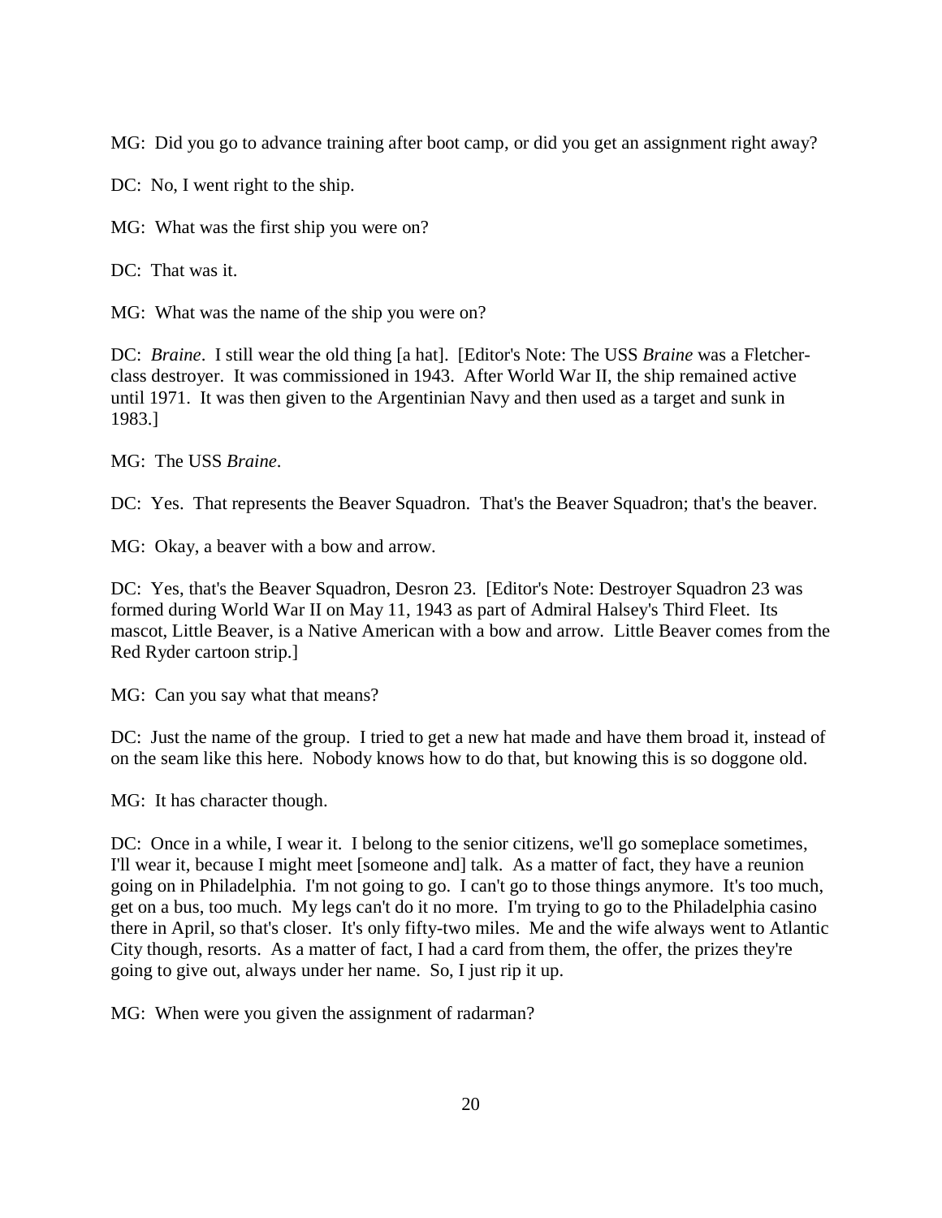MG: Did you go to advance training after boot camp, or did you get an assignment right away?

DC: No, I went right to the ship.

MG: What was the first ship you were on?

DC: That was it.

MG: What was the name of the ship you were on?

DC: *Braine*. I still wear the old thing [a hat]. [Editor's Note: The USS *Braine* was a Fletcher-class destroyer. It was commissioned in 1943. After World War II, the ship remained active until 1971. It was then given to the Argentinian Navy and then used as a target and sunk in 1983.]

MG: The USS *Braine*.

DC: Yes. That represents the Beaver Squadron. That's the Beaver Squadron; that's the beaver.

MG: Okay, a beaver with a bow and arrow.

DC: Yes, that's the Beaver Squadron, Desron 23. [Editor's Note: Destroyer Squadron 23 was formed during World War II on May 11, 1943 as part of Admiral Halsey's Third Fleet. Its mascot, Little Beaver, is a Native American with a bow and arrow. Little Beaver comes from the Red Ryder cartoon strip.]

MG: Can you say what that means?

DC: Just the name of the group. I tried to get a new hat made and have them broad it, instead of on the seam like this here. Nobody knows how to do that, but knowing this is so doggone old.

MG: It has character though.

DC: Once in a while, I wear it. I belong to the senior citizens, we'll go someplace sometimes, I'll wear it, because I might meet [someone and] talk. As a matter of fact, they have a reunion going on in Philadelphia. I'm not going to go. I can't go to those things anymore. It's too much, get on a bus, too much. My legs can't do it no more. I'm trying to go to the Philadelphia casino there in April, so that's closer. It's only fifty-two miles. Me and the wife always went to Atlantic City though, resorts. As a matter of fact, I had a card from them, the offer, the prizes they're going to give out, always under her name. So, I just rip it up.

MG: When were you given the assignment of radarman?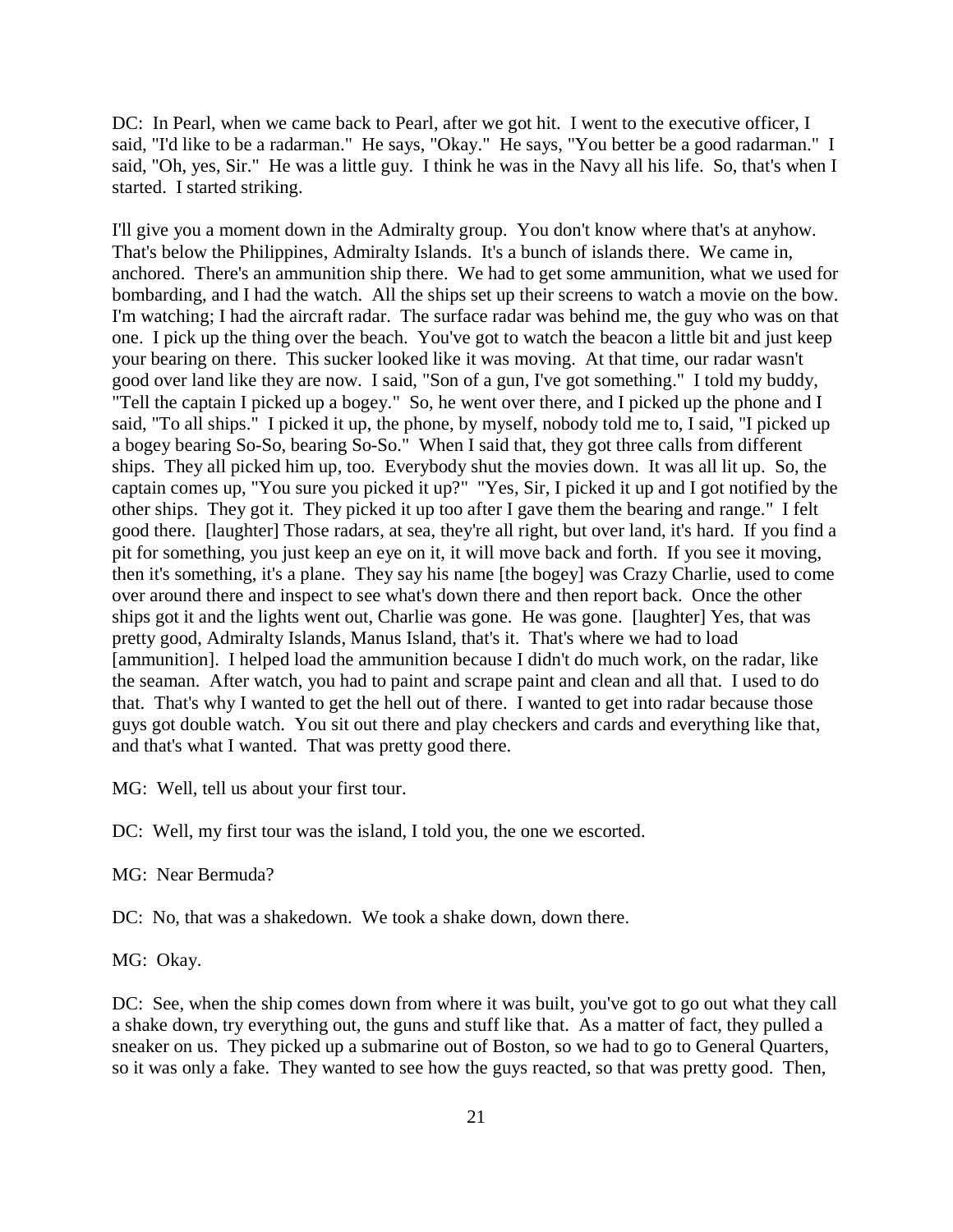DC: In Pearl, when we came back to Pearl, after we got hit. I went to the executive officer, I said, "I'd like to be a radarman." He says, "Okay." He says, "You better be a good radarman." I said, "Oh, yes, Sir." He was a little guy. I think he was in the Navy all his life. So, that's when I started. I started striking.

I'll give you a moment down in the Admiralty group. You don't know where that's at anyhow. That's below the Philippines, Admiralty Islands. It's a bunch of islands there. We came in, anchored. There's an ammunition ship there. We had to get some ammunition, what we used for bombarding, and I had the watch. All the ships set up their screens to watch a movie on the bow. I'm watching; I had the aircraft radar. The surface radar was behind me, the guy who was on that one. I pick up the thing over the beach. You've got to watch the beacon a little bit and just keep your bearing on there. This sucker looked like it was moving. At that time, our radar wasn't good over land like they are now. I said, "Son of a gun, I've got something." I told my buddy, "Tell the captain I picked up a bogey." So, he went over there, and I picked up the phone and I said, "To all ships." I picked it up, the phone, by myself, nobody told me to, I said, "I picked up a bogey bearing So-So, bearing So-So." When I said that, they got three calls from different ships. They all picked him up, too. Everybody shut the movies down. It was all lit up. So, the captain comes up, "You sure you picked it up?" "Yes, Sir, I picked it up and I got notified by the other ships. They got it. They picked it up too after I gave them the bearing and range." I felt good there. [laughter] Those radars, at sea, they're all right, but over land, it's hard. If you find a pit for something, you just keep an eye on it, it will move back and forth. If you see it moving, then it's something, it's a plane. They say his name [the bogey] was Crazy Charlie, used to come over around there and inspect to see what's down there and then report back. Once the other ships got it and the lights went out, Charlie was gone. He was gone. [laughter] Yes, that was pretty good, Admiralty Islands, Manus Island, that's it. That's where we had to load [ammunition]. I helped load the ammunition because I didn't do much work, on the radar, like the seaman. After watch, you had to paint and scrape paint and clean and all that. I used to do that. That's why I wanted to get the hell out of there. I wanted to get into radar because those guys got double watch. You sit out there and play checkers and cards and everything like that, and that's what I wanted. That was pretty good there.

MG: Well, tell us about your first tour.

DC: Well, my first tour was the island, I told you, the one we escorted.

MG: Near Bermuda?

DC: No, that was a shakedown. We took a shake down, down there.

MG: Okay.

DC: See, when the ship comes down from where it was built, you've got to go out what they call a shake down, try everything out, the guns and stuff like that. As a matter of fact, they pulled a sneaker on us. They picked up a submarine out of Boston, so we had to go to General Quarters, so it was only a fake. They wanted to see how the guys reacted, so that was pretty good. Then,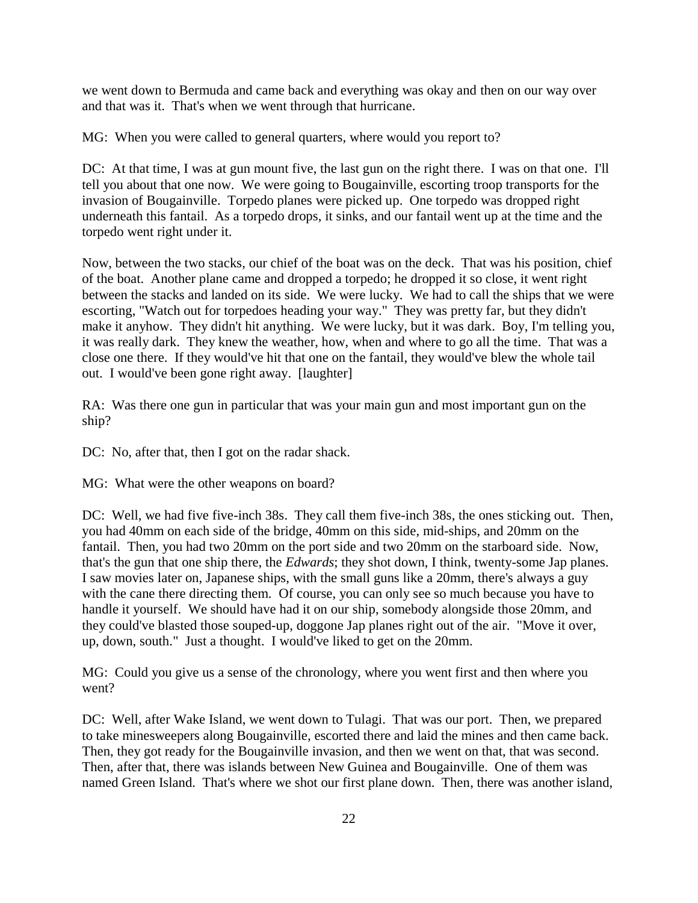we went down to Bermuda and came back and everything was okay and then on our way over and that was it. That's when we went through that hurricane.

MG: When you were called to general quarters, where would you report to?

DC: At that time, I was at gun mount five, the last gun on the right there. I was on that one. I'll tell you about that one now. We were going to Bougainville, escorting troop transports for the invasion of Bougainville. Torpedo planes were picked up. One torpedo was dropped right underneath this fantail. As a torpedo drops, it sinks, and our fantail went up at the time and the torpedo went right under it.

Now, between the two stacks, our chief of the boat was on the deck. That was his position, chief of the boat. Another plane came and dropped a torpedo; he dropped it so close, it went right between the stacks and landed on its side. We were lucky. We had to call the ships that we were escorting, "Watch out for torpedoes heading your way." They was pretty far, but they didn't make it anyhow. They didn't hit anything. We were lucky, but it was dark. Boy, I'm telling you, it was really dark. They knew the weather, how, when and where to go all the time. That was a close one there. If they would've hit that one on the fantail, they would've blew the whole tail out. I would've been gone right away. [laughter]

RA: Was there one gun in particular that was your main gun and most important gun on the ship?

DC: No, after that, then I got on the radar shack.

MG: What were the other weapons on board?

DC: Well, we had five five-inch 38s. They call them five-inch 38s, the ones sticking out. Then, you had 40mm on each side of the bridge, 40mm on this side, mid-ships, and 20mm on the fantail. Then, you had two 20mm on the port side and two 20mm on the starboard side. Now, that's the gun that one ship there, the *Edwards*; they shot down, I think, twenty-some Jap planes. I saw movies later on, Japanese ships, with the small guns like a 20mm, there's always a guy with the cane there directing them. Of course, you can only see so much because you have to handle it yourself. We should have had it on our ship, somebody alongside those 20mm, and they could've blasted those souped-up, doggone Jap planes right out of the air. "Move it over, up, down, south." Just a thought. I would've liked to get on the 20mm.

MG: Could you give us a sense of the chronology, where you went first and then where you went?

DC: Well, after Wake Island, we went down to Tulagi. That was our port. Then, we prepared to take minesweepers along Bougainville, escorted there and laid the mines and then came back. Then, they got ready for the Bougainville invasion, and then we went on that, that was second. Then, after that, there was islands between New Guinea and Bougainville. One of them was named Green Island. That's where we shot our first plane down. Then, there was another island,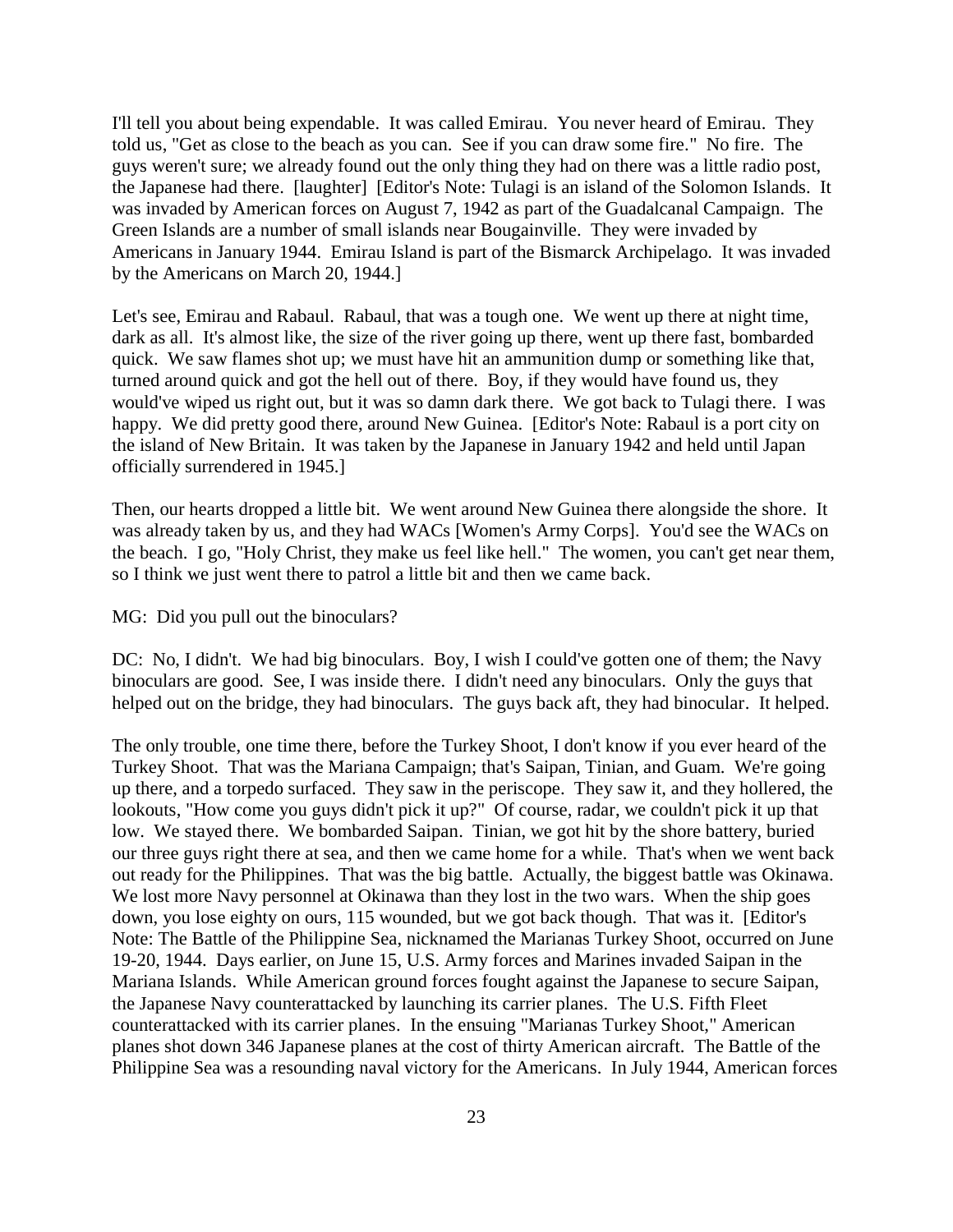I'll tell you about being expendable. It was called Emirau. You never heard of Emirau. They told us, "Get as close to the beach as you can. See if you can draw some fire." No fire. The guys weren't sure; we already found out the only thing they had on there was a little radio post, the Japanese had there. [laughter] [Editor's Note: Tulagi is an island of the Solomon Islands. It was invaded by American forces on August 7, 1942 as part of the Guadalcanal Campaign. The Green Islands are a number of small islands near Bougainville. They were invaded by Americans in January 1944. Emirau Island is part of the Bismarck Archipelago. It was invaded by the Americans on March 20, 1944.]

Let's see, Emirau and Rabaul. Rabaul, that was a tough one. We went up there at night time, dark as all. It's almost like, the size of the river going up there, went up there fast, bombarded quick. We saw flames shot up; we must have hit an ammunition dump or something like that, turned around quick and got the hell out of there. Boy, if they would have found us, they would've wiped us right out, but it was so damn dark there. We got back to Tulagi there. I was happy. We did pretty good there, around New Guinea. [Editor's Note: Rabaul is a port city on the island of New Britain. It was taken by the Japanese in January 1942 and held until Japan officially surrendered in 1945.]

Then, our hearts dropped a little bit. We went around New Guinea there alongside the shore. It was already taken by us, and they had WACs [Women's Army Corps]. You'd see the WACs on the beach. I go, "Holy Christ, they make us feel like hell." The women, you can't get near them, so I think we just went there to patrol a little bit and then we came back.

MG: Did you pull out the binoculars?

DC: No, I didn't. We had big binoculars. Boy, I wish I could've gotten one of them; the Navy binoculars are good. See, I was inside there. I didn't need any binoculars. Only the guys that helped out on the bridge, they had binoculars. The guys back aft, they had binocular. It helped.

The only trouble, one time there, before the Turkey Shoot, I don't know if you ever heard of the Turkey Shoot. That was the Mariana Campaign; that's Saipan, Tinian, and Guam. We're going up there, and a torpedo surfaced. They saw in the periscope. They saw it, and they hollered, the lookouts, "How come you guys didn't pick it up?" Of course, radar, we couldn't pick it up that low. We stayed there. We bombarded Saipan. Tinian, we got hit by the shore battery, buried our three guys right there at sea, and then we came home for a while. That's when we went back out ready for the Philippines. That was the big battle. Actually, the biggest battle was Okinawa. We lost more Navy personnel at Okinawa than they lost in the two wars. When the ship goes down, you lose eighty on ours, 115 wounded, but we got back though. That was it. [Editor's Note: The Battle of the Philippine Sea, nicknamed the Marianas Turkey Shoot, occurred on June 19-20, 1944. Days earlier, on June 15, U.S. Army forces and Marines invaded Saipan in the Mariana Islands. While American ground forces fought against the Japanese to secure Saipan, the Japanese Navy counterattacked by launching its carrier planes. The U.S. Fifth Fleet counterattacked with its carrier planes. In the ensuing "Marianas Turkey Shoot," American planes shot down 346 Japanese planes at the cost of thirty American aircraft. The Battle of the Philippine Sea was a resounding naval victory for the Americans. In July 1944, American forces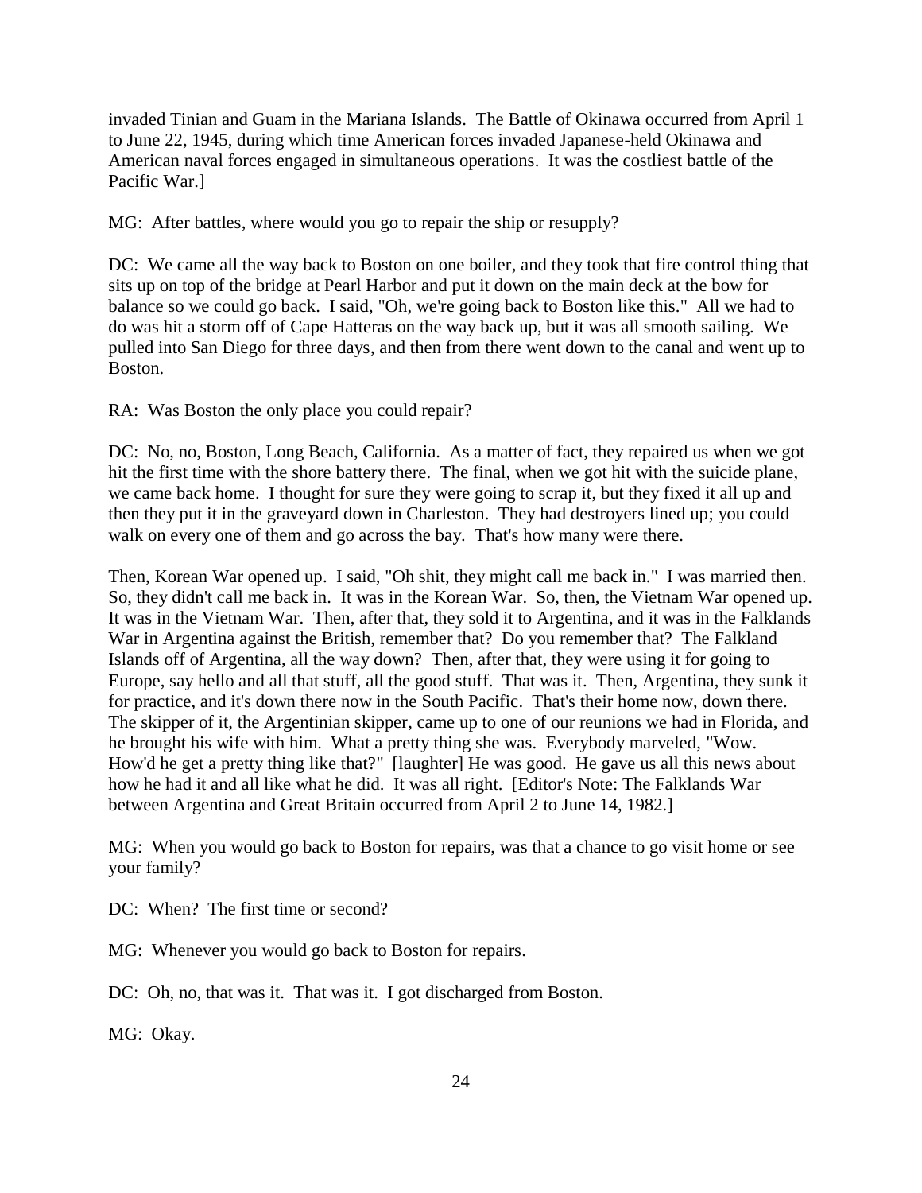invaded Tinian and Guam in the Mariana Islands. The Battle of Okinawa occurred from April 1 to June 22, 1945, during which time American forces invaded Japanese-held Okinawa and American naval forces engaged in simultaneous operations. It was the costliest battle of the Pacific War.]

MG: After battles, where would you go to repair the ship or resupply?

DC: We came all the way back to Boston on one boiler, and they took that fire control thing that sits up on top of the bridge at Pearl Harbor and put it down on the main deck at the bow for balance so we could go back. I said, "Oh, we're going back to Boston like this." All we had to do was hit a storm off of Cape Hatteras on the way back up, but it was all smooth sailing. We pulled into San Diego for three days, and then from there went down to the canal and went up to Boston.

RA: Was Boston the only place you could repair?

DC: No, no, Boston, Long Beach, California. As a matter of fact, they repaired us when we got hit the first time with the shore battery there. The final, when we got hit with the suicide plane, we came back home. I thought for sure they were going to scrap it, but they fixed it all up and then they put it in the graveyard down in Charleston. They had destroyers lined up; you could walk on every one of them and go across the bay. That's how many were there.

Then, Korean War opened up. I said, "Oh shit, they might call me back in." I was married then. So, they didn't call me back in. It was in the Korean War. So, then, the Vietnam War opened up. It was in the Vietnam War. Then, after that, they sold it to Argentina, and it was in the Falklands War in Argentina against the British, remember that? Do you remember that? The Falkland Islands off of Argentina, all the way down? Then, after that, they were using it for going to Europe, say hello and all that stuff, all the good stuff. That was it. Then, Argentina, they sunk it for practice, and it's down there now in the South Pacific. That's their home now, down there. The skipper of it, the Argentinian skipper, came up to one of our reunions we had in Florida, and he brought his wife with him. What a pretty thing she was. Everybody marveled, "Wow. How'd he get a pretty thing like that?" [laughter] He was good. He gave us all this news about how he had it and all like what he did. It was all right. [Editor's Note: The Falklands War between Argentina and Great Britain occurred from April 2 to June 14, 1982.]

MG: When you would go back to Boston for repairs, was that a chance to go visit home or see your family?

DC: When? The first time or second?

MG: Whenever you would go back to Boston for repairs.

DC: Oh, no, that was it. That was it. I got discharged from Boston.

MG: Okay.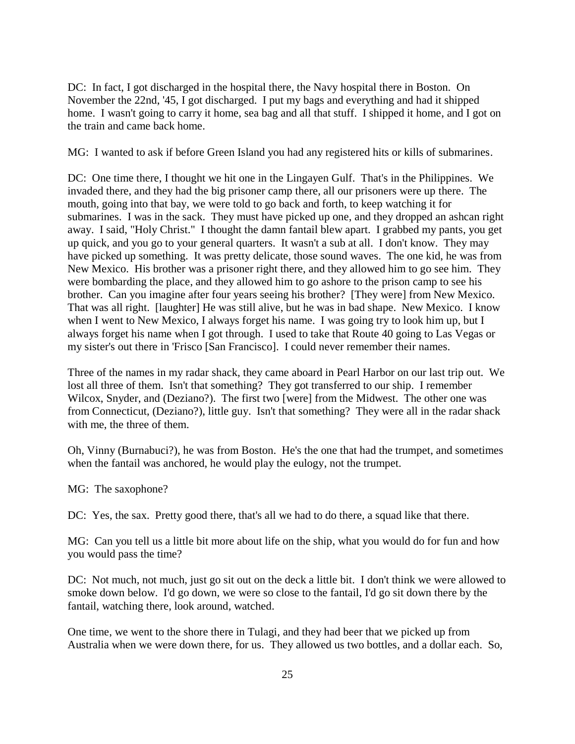DC: In fact, I got discharged in the hospital there, the Navy hospital there in Boston. On November the 22nd, '45, I got discharged. I put my bags and everything and had it shipped home. I wasn't going to carry it home, sea bag and all that stuff. I shipped it home, and I got on the train and came back home.

MG: I wanted to ask if before Green Island you had any registered hits or kills of submarines.

DC: One time there, I thought we hit one in the Lingayen Gulf. That's in the Philippines. We invaded there, and they had the big prisoner camp there, all our prisoners were up there. The mouth, going into that bay, we were told to go back and forth, to keep watching it for submarines. I was in the sack. They must have picked up one, and they dropped an ashcan right away. I said, "Holy Christ." I thought the damn fantail blew apart. I grabbed my pants, you get up quick, and you go to your general quarters. It wasn't a sub at all. I don't know. They may have picked up something. It was pretty delicate, those sound waves. The one kid, he was from New Mexico. His brother was a prisoner right there, and they allowed him to go see him. They were bombarding the place, and they allowed him to go ashore to the prison camp to see his brother. Can you imagine after four years seeing his brother? [They were] from New Mexico. That was all right. [laughter] He was still alive, but he was in bad shape. New Mexico. I know when I went to New Mexico, I always forget his name. I was going try to look him up, but I always forget his name when I got through. I used to take that Route 40 going to Las Vegas or my sister's out there in 'Frisco [San Francisco]. I could never remember their names.

Three of the names in my radar shack, they came aboard in Pearl Harbor on our last trip out. We lost all three of them. Isn't that something? They got transferred to our ship. I remember Wilcox, Snyder, and (Deziano?). The first two [were] from the Midwest. The other one was from Connecticut, (Deziano?), little guy. Isn't that something? They were all in the radar shack with me, the three of them.

Oh, Vinny (Burnabuci?), he was from Boston. He's the one that had the trumpet, and sometimes when the fantail was anchored, he would play the eulogy, not the trumpet.

MG: The saxophone?

DC: Yes, the sax. Pretty good there, that's all we had to do there, a squad like that there.

MG: Can you tell us a little bit more about life on the ship, what you would do for fun and how you would pass the time?

DC: Not much, not much, just go sit out on the deck a little bit. I don't think we were allowed to smoke down below. I'd go down, we were so close to the fantail, I'd go sit down there by the fantail, watching there, look around, watched.

One time, we went to the shore there in Tulagi, and they had beer that we picked up from Australia when we were down there, for us. They allowed us two bottles, and a dollar each. So,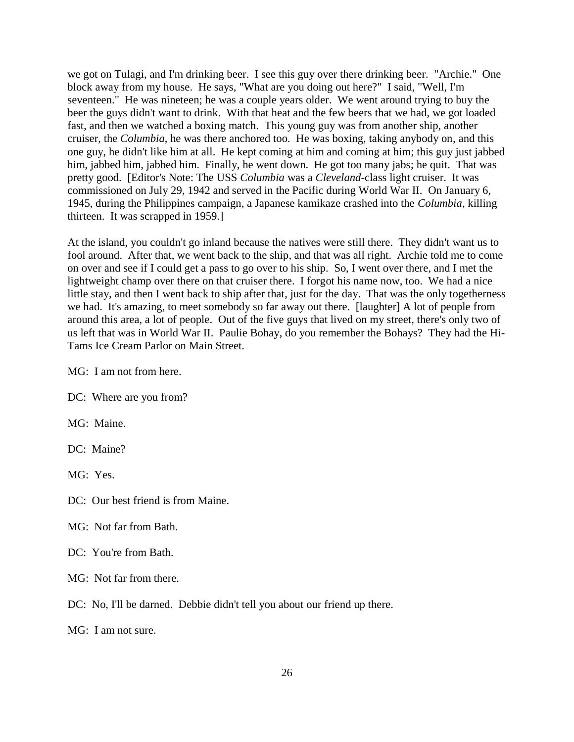we got on Tulagi, and I'm drinking beer. I see this guy over there drinking beer. "Archie." One block away from my house. He says, "What are you doing out here?" I said, "Well, I'm seventeen." He was nineteen; he was a couple years older. We went around trying to buy the beer the guys didn't want to drink. With that heat and the few beers that we had, we got loaded fast, and then we watched a boxing match. This young guy was from another ship, another cruiser, the *Columbia*, he was there anchored too. He was boxing, taking anybody on, and this one guy, he didn't like him at all. He kept coming at him and coming at him; this guy just jabbed him, jabbed him, jabbed him. Finally, he went down. He got too many jabs; he quit. That was pretty good. [Editor's Note: The USS *Columbia* was a *Cleveland*-class light cruiser. It was commissioned on July 29, 1942 and served in the Pacific during World War II. On January 6, 1945, during the Philippines campaign, a Japanese kamikaze crashed into the *Columbia*, killing thirteen. It was scrapped in 1959.]

At the island, you couldn't go inland because the natives were still there. They didn't want us to fool around. After that, we went back to the ship, and that was all right. Archie told me to come on over and see if I could get a pass to go over to his ship. So, I went over there, and I met the lightweight champ over there on that cruiser there. I forgot his name now, too. We had a nice little stay, and then I went back to ship after that, just for the day. That was the only togetherness we had. It's amazing, to meet somebody so far away out there. [laughter] A lot of people from around this area, a lot of people. Out of the five guys that lived on my street, there's only two of us left that was in World War II. Paulie Bohay, do you remember the Bohays? They had the Hi-Tams Ice Cream Parlor on Main Street.

MG: I am not from here.

DC: Where are you from?

MG: Maine.

DC: Maine?

MG: Yes.

DC: Our best friend is from Maine.

MG: Not far from Bath.

DC: You're from Bath.

MG: Not far from there.

DC: No, I'll be darned. Debbie didn't tell you about our friend up there.

MG: I am not sure.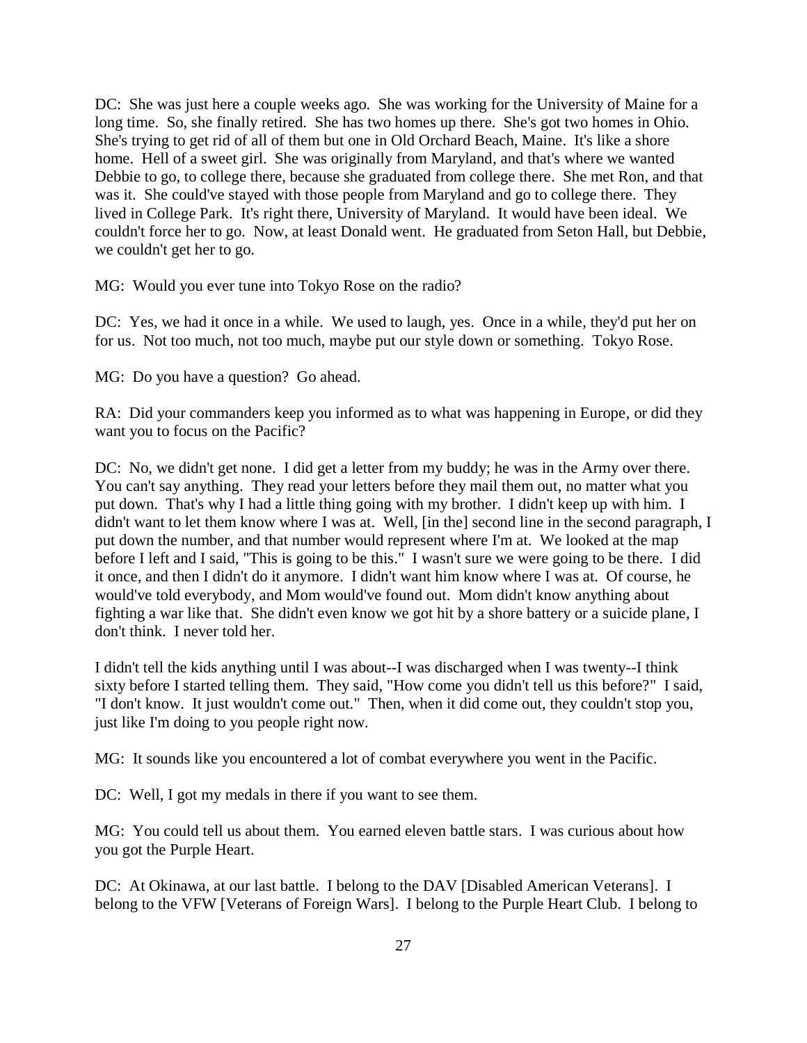DC: She was just here a couple weeks ago. She was working for the University of Maine for a long time. So, she finally retired. She has two homes up there. She's got two homes in Ohio. She's trying to get rid of all of them but one in Old Orchard Beach, Maine. It's like a shore home. Hell of a sweet girl. She was originally from Maryland, and that's where we wanted Debbie to go, to college there, because she graduated from college there. She met Ron, and that was it. She could've stayed with those people from Maryland and go to college there. They lived in College Park. It's right there, University of Maryland. It would have been ideal. We couldn't force her to go. Now, at least Donald went. He graduated from Seton Hall, but Debbie, we couldn't get her to go.

MG: Would you ever tune into Tokyo Rose on the radio?

DC: Yes, we had it once in a while. We used to laugh, yes. Once in a while, they'd put her on for us. Not too much, not too much, maybe put our style down or something. Tokyo Rose.

MG: Do you have a question? Go ahead.

RA: Did your commanders keep you informed as to what was happening in Europe, or did they want you to focus on the Pacific?

DC: No, we didn't get none. I did get a letter from my buddy; he was in the Army over there. You can't say anything. They read your letters before they mail them out, no matter what you put down. That's why I had a little thing going with my brother. I didn't keep up with him. I didn't want to let them know where I was at. Well, [in the] second line in the second paragraph, I put down the number, and that number would represent where I'm at. We looked at the map before I left and I said, "This is going to be this." I wasn't sure we were going to be there. I did it once, and then I didn't do it anymore. I didn't want him know where I was at. Of course, he would've told everybody, and Mom would've found out. Mom didn't know anything about fighting a war like that. She didn't even know we got hit by a shore battery or a suicide plane, I don't think. I never told her.

I didn't tell the kids anything until I was about--I was discharged when I was twenty--I think sixty before I started telling them. They said, "How come you didn't tell us this before?" I said, "I don't know. It just wouldn't come out." Then, when it did come out, they couldn't stop you, just like I'm doing to you people right now.

MG: It sounds like you encountered a lot of combat everywhere you went in the Pacific.

DC: Well, I got my medals in there if you want to see them.

MG: You could tell us about them. You earned eleven battle stars. I was curious about how you got the Purple Heart.

DC: At Okinawa, at our last battle. I belong to the DAV [Disabled American Veterans]. I belong to the VFW [Veterans of Foreign Wars]. I belong to the Purple Heart Club. I belong to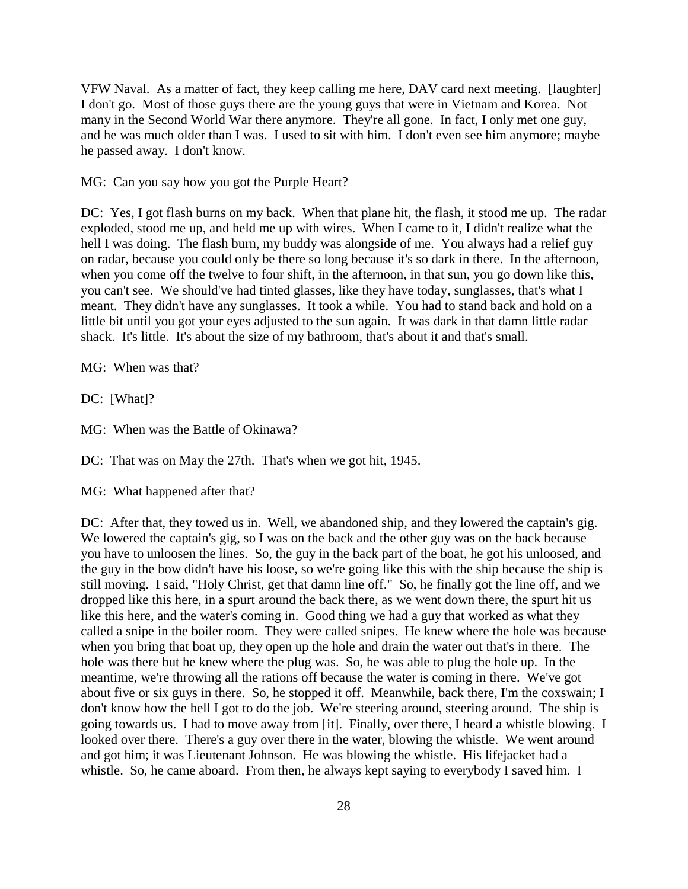VFW Naval. As a matter of fact, they keep calling me here, DAV card next meeting. [laughter] I don't go. Most of those guys there are the young guys that were in Vietnam and Korea. Not many in the Second World War there anymore. They're all gone. In fact, I only met one guy, and he was much older than I was. I used to sit with him. I don't even see him anymore; maybe he passed away. I don't know.

MG: Can you say how you got the Purple Heart?

DC: Yes, I got flash burns on my back. When that plane hit, the flash, it stood me up. The radar exploded, stood me up, and held me up with wires. When I came to it, I didn't realize what the hell I was doing. The flash burn, my buddy was alongside of me. You always had a relief guy on radar, because you could only be there so long because it's so dark in there. In the afternoon, when you come off the twelve to four shift, in the afternoon, in that sun, you go down like this, you can't see. We should've had tinted glasses, like they have today, sunglasses, that's what I meant. They didn't have any sunglasses. It took a while. You had to stand back and hold on a little bit until you got your eyes adjusted to the sun again. It was dark in that damn little radar shack. It's little. It's about the size of my bathroom, that's about it and that's small.

MG: When was that?

DC: [What]?

MG: When was the Battle of Okinawa?

DC: That was on May the 27th. That's when we got hit, 1945.

MG: What happened after that?

DC: After that, they towed us in. Well, we abandoned ship, and they lowered the captain's gig. We lowered the captain's gig, so I was on the back and the other guy was on the back because you have to unloosen the lines. So, the guy in the back part of the boat, he got his unloosed, and the guy in the bow didn't have his loose, so we're going like this with the ship because the ship is still moving. I said, "Holy Christ, get that damn line off." So, he finally got the line off, and we dropped like this here, in a spurt around the back there, as we went down there, the spurt hit us like this here, and the water's coming in. Good thing we had a guy that worked as what they called a snipe in the boiler room. They were called snipes. He knew where the hole was because when you bring that boat up, they open up the hole and drain the water out that's in there. The hole was there but he knew where the plug was. So, he was able to plug the hole up. In the meantime, we're throwing all the rations off because the water is coming in there. We've got about five or six guys in there. So, he stopped it off. Meanwhile, back there, I'm the coxswain; I don't know how the hell I got to do the job. We're steering around, steering around. The ship is going towards us. I had to move away from [it]. Finally, over there, I heard a whistle blowing. I looked over there. There's a guy over there in the water, blowing the whistle. We went around and got him; it was Lieutenant Johnson. He was blowing the whistle. His lifejacket had a whistle. So, he came aboard. From then, he always kept saying to everybody I saved him. I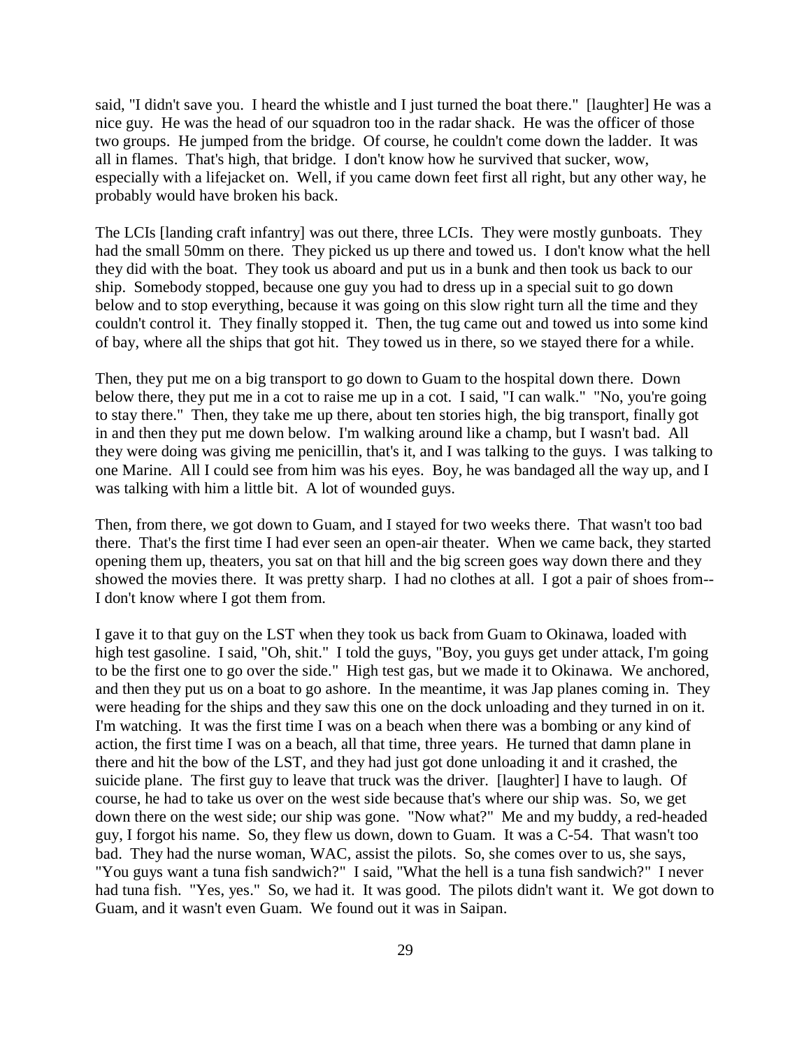said, "I didn't save you. I heard the whistle and I just turned the boat there." [laughter] He was a nice guy. He was the head of our squadron too in the radar shack. He was the officer of those two groups. He jumped from the bridge. Of course, he couldn't come down the ladder. It was all in flames. That's high, that bridge. I don't know how he survived that sucker, wow, especially with a lifejacket on. Well, if you came down feet first all right, but any other way, he probably would have broken his back.

The LCIs [landing craft infantry] was out there, three LCIs. They were mostly gunboats. They had the small 50mm on there. They picked us up there and towed us. I don't know what the hell they did with the boat. They took us aboard and put us in a bunk and then took us back to our ship. Somebody stopped, because one guy you had to dress up in a special suit to go down below and to stop everything, because it was going on this slow right turn all the time and they couldn't control it. They finally stopped it. Then, the tug came out and towed us into some kind of bay, where all the ships that got hit. They towed us in there, so we stayed there for a while.

Then, they put me on a big transport to go down to Guam to the hospital down there. Down below there, they put me in a cot to raise me up in a cot. I said, "I can walk." "No, you're going to stay there." Then, they take me up there, about ten stories high, the big transport, finally got in and then they put me down below. I'm walking around like a champ, but I wasn't bad. All they were doing was giving me penicillin, that's it, and I was talking to the guys. I was talking to one Marine. All I could see from him was his eyes. Boy, he was bandaged all the way up, and I was talking with him a little bit. A lot of wounded guys.

Then, from there, we got down to Guam, and I stayed for two weeks there. That wasn't too bad there. That's the first time I had ever seen an open-air theater. When we came back, they started opening them up, theaters, you sat on that hill and the big screen goes way down there and they showed the movies there. It was pretty sharp. I had no clothes at all. I got a pair of shoes from-- I don't know where I got them from.

I gave it to that guy on the LST when they took us back from Guam to Okinawa, loaded with high test gasoline. I said, "Oh, shit." I told the guys, "Boy, you guys get under attack, I'm going to be the first one to go over the side." High test gas, but we made it to Okinawa. We anchored, and then they put us on a boat to go ashore. In the meantime, it was Jap planes coming in. They were heading for the ships and they saw this one on the dock unloading and they turned in on it. I'm watching. It was the first time I was on a beach when there was a bombing or any kind of action, the first time I was on a beach, all that time, three years. He turned that damn plane in there and hit the bow of the LST, and they had just got done unloading it and it crashed, the suicide plane. The first guy to leave that truck was the driver. [laughter] I have to laugh. Of course, he had to take us over on the west side because that's where our ship was. So, we get down there on the west side; our ship was gone. "Now what?" Me and my buddy, a red-headed guy, I forgot his name. So, they flew us down, down to Guam. It was a C-54. That wasn't too bad. They had the nurse woman, WAC, assist the pilots. So, she comes over to us, she says, "You guys want a tuna fish sandwich?" I said, "What the hell is a tuna fish sandwich?" I never had tuna fish. "Yes, yes." So, we had it. It was good. The pilots didn't want it. We got down to Guam, and it wasn't even Guam. We found out it was in Saipan.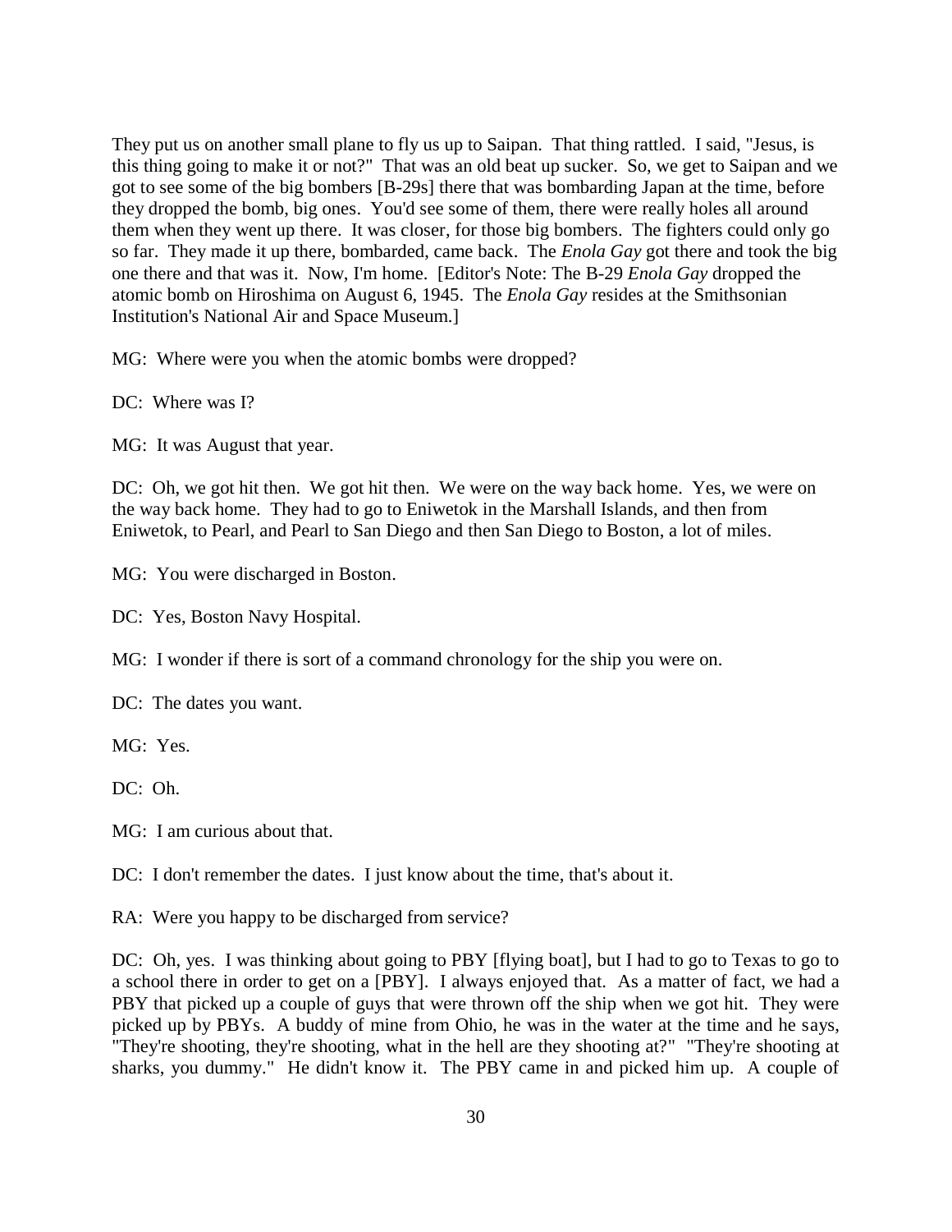They put us on another small plane to fly us up to Saipan. That thing rattled. I said, "Jesus, is this thing going to make it or not?" That was an old beat up sucker. So, we get to Saipan and we got to see some of the big bombers [B-29s] there that was bombarding Japan at the time, before they dropped the bomb, big ones. You'd see some of them, there were really holes all around them when they went up there. It was closer, for those big bombers. The fighters could only go so far. They made it up there, bombarded, came back. The *Enola Gay* got there and took the big one there and that was it. Now, I'm home. [Editor's Note: The B-29 *Enola Gay* dropped the atomic bomb on Hiroshima on August 6, 1945. The *Enola Gay* resides at the Smithsonian Institution's National Air and Space Museum.]

MG: Where were you when the atomic bombs were dropped?

DC: Where was I?

MG: It was August that year.

DC: Oh, we got hit then. We got hit then. We were on the way back home. Yes, we were on the way back home. They had to go to Eniwetok in the Marshall Islands, and then from Eniwetok, to Pearl, and Pearl to San Diego and then San Diego to Boston, a lot of miles.

MG: You were discharged in Boston.

DC: Yes, Boston Navy Hospital.

MG: I wonder if there is sort of a command chronology for the ship you were on.

DC: The dates you want.

MG: Yes.

DC: Oh.

MG: I am curious about that.

DC: I don't remember the dates. I just know about the time, that's about it.

RA: Were you happy to be discharged from service?

DC: Oh, yes. I was thinking about going to PBY [flying boat], but I had to go to Texas to go to a school there in order to get on a [PBY]. I always enjoyed that. As a matter of fact, we had a PBY that picked up a couple of guys that were thrown off the ship when we got hit. They were picked up by PBYs. A buddy of mine from Ohio, he was in the water at the time and he says, "They're shooting, they're shooting, what in the hell are they shooting at?" "They're shooting at sharks, you dummy." He didn't know it. The PBY came in and picked him up. A couple of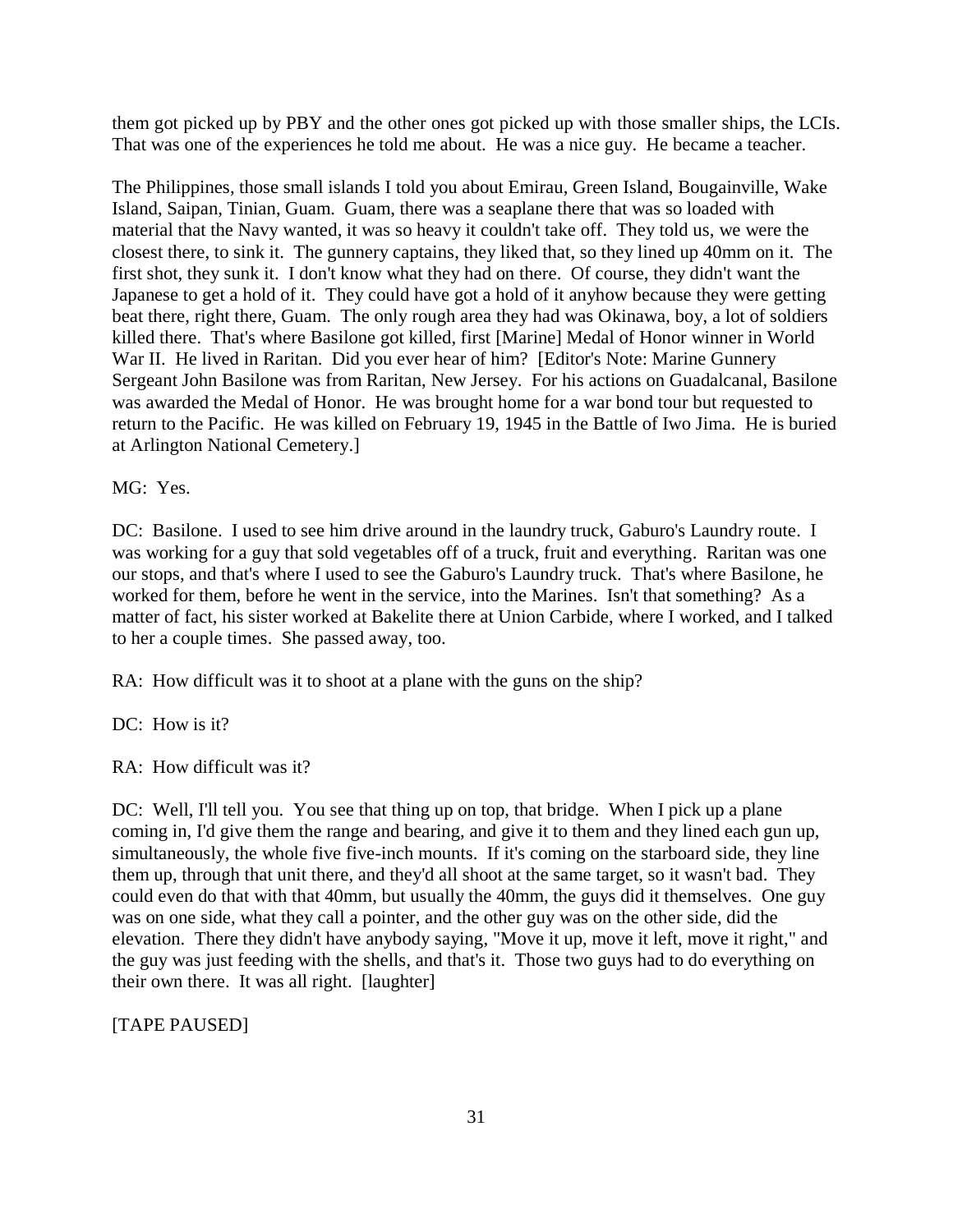them got picked up by PBY and the other ones got picked up with those smaller ships, the LCIs. That was one of the experiences he told me about. He was a nice guy. He became a teacher.

The Philippines, those small islands I told you about Emirau, Green Island, Bougainville, Wake Island, Saipan, Tinian, Guam. Guam, there was a seaplane there that was so loaded with material that the Navy wanted, it was so heavy it couldn't take off. They told us, we were the closest there, to sink it. The gunnery captains, they liked that, so they lined up 40mm on it. The first shot, they sunk it. I don't know what they had on there. Of course, they didn't want the Japanese to get a hold of it. They could have got a hold of it anyhow because they were getting beat there, right there, Guam. The only rough area they had was Okinawa, boy, a lot of soldiers killed there. That's where Basilone got killed, first [Marine] Medal of Honor winner in World War II. He lived in Raritan. Did you ever hear of him? [Editor's Note: Marine Gunnery Sergeant John Basilone was from Raritan, New Jersey. For his actions on Guadalcanal, Basilone was awarded the Medal of Honor. He was brought home for a war bond tour but requested to return to the Pacific. He was killed on February 19, 1945 in the Battle of Iwo Jima. He is buried at Arlington National Cemetery.]

MG: Yes.

DC: Basilone. I used to see him drive around in the laundry truck, Gaburo's Laundry route. I was working for a guy that sold vegetables off of a truck, fruit and everything. Raritan was one our stops, and that's where I used to see the Gaburo's Laundry truck. That's where Basilone, he worked for them, before he went in the service, into the Marines. Isn't that something? As a matter of fact, his sister worked at Bakelite there at Union Carbide, where I worked, and I talked to her a couple times. She passed away, too.

RA: How difficult was it to shoot at a plane with the guns on the ship?

DC: How is it?

RA: How difficult was it?

DC: Well, I'll tell you. You see that thing up on top, that bridge. When I pick up a plane coming in, I'd give them the range and bearing, and give it to them and they lined each gun up, simultaneously, the whole five five-inch mounts. If it's coming on the starboard side, they line them up, through that unit there, and they'd all shoot at the same target, so it wasn't bad. They could even do that with that 40mm, but usually the 40mm, the guys did it themselves. One guy was on one side, what they call a pointer, and the other guy was on the other side, did the elevation. There they didn't have anybody saying, "Move it up, move it left, move it right," and the guy was just feeding with the shells, and that's it. Those two guys had to do everything on their own there. It was all right. [laughter]

[TAPE PAUSED]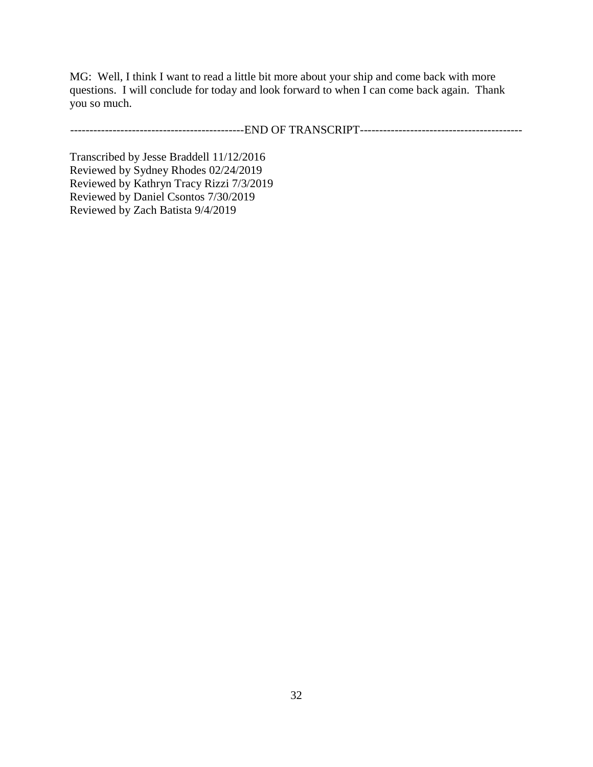MG: Well, I think I want to read a little bit more about your ship and come back with more questions. I will conclude for today and look forward to when I can come back again. Thank you so much.

---------------------------------------------END OF TRANSCRIPT------------------------------------------

Transcribed by Jesse Braddell 11/12/2016
Reviewed by Sydney Rhodes 02/24/2019
Reviewed by Kathryn Tracy Rizzi 7/3/2019
Reviewed by Daniel Csontos 7/30/2019
Reviewed by Zach Batista 9/4/2019